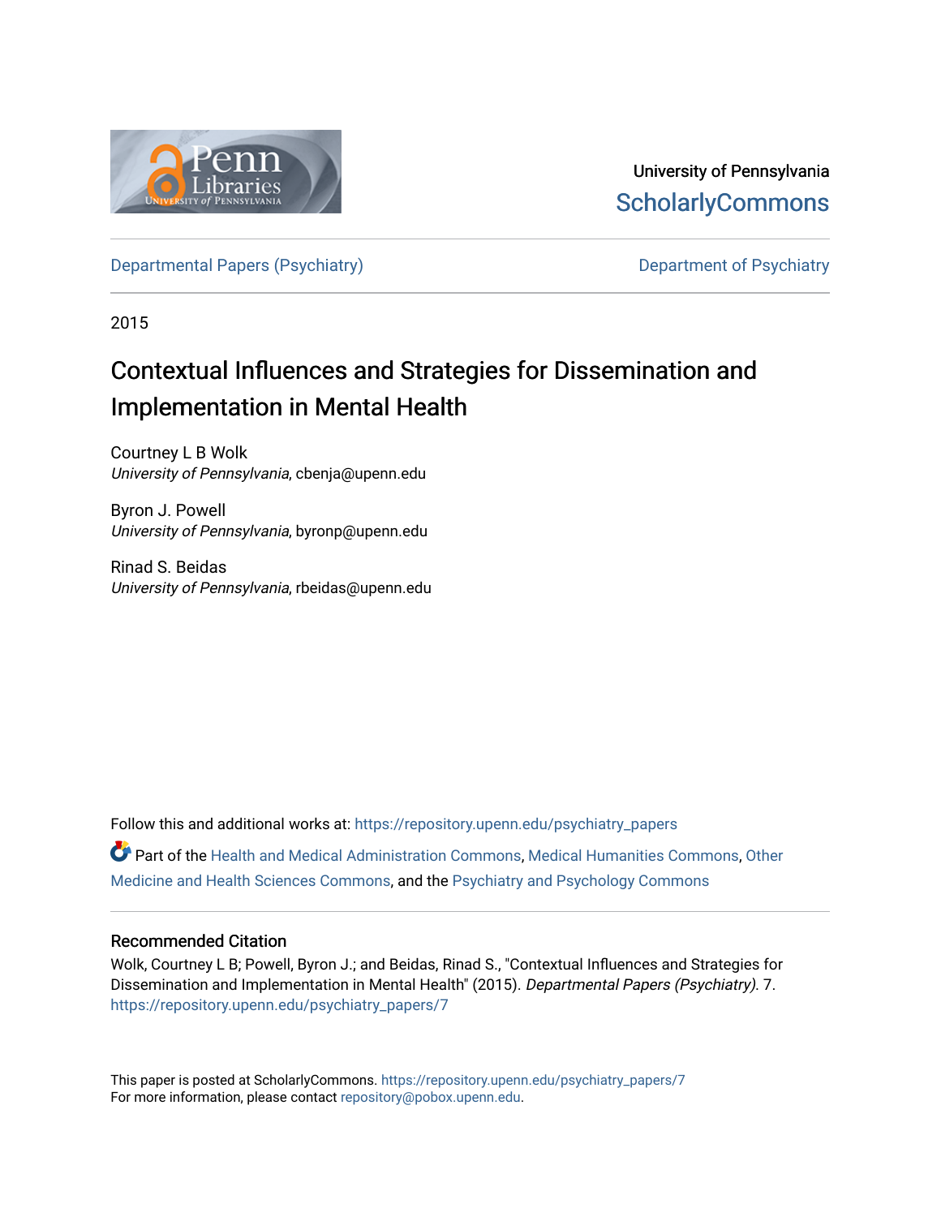University of Pennsylvania
ScholarlyCommons

Departmental Papers (Psychiatry) | Department of Psychiatry

2015

# Contextual Influences and Strategies for Dissemination and Implementation in Mental Health

Courtney L B Wolk
*University of Pennsylvania*, cbenja@upenn.edu

Byron J. Powell
*University of Pennsylvania*, byronp@upenn.edu

Rinad S. Beidas
*University of Pennsylvania*, rbeidas@upenn.edu

Follow this and additional works at: https://repository.upenn.edu/psychiatry_papers

Part of the Health and Medical Administration Commons, Medical Humanities Commons, Other Medicine and Health Sciences Commons, and the Psychiatry and Psychology Commons

## Recommended Citation

Wolk, Courtney L B; Powell, Byron J.; and Beidas, Rinad S., "Contextual Influences and Strategies for Dissemination and Implementation in Mental Health" (2015). *Departmental Papers (Psychiatry)*. 7.
https://repository.upenn.edu/psychiatry_papers/7

This paper is posted at ScholarlyCommons. https://repository.upenn.edu/psychiatry_papers/7
For more information, please contact repository@pobox.upenn.edu.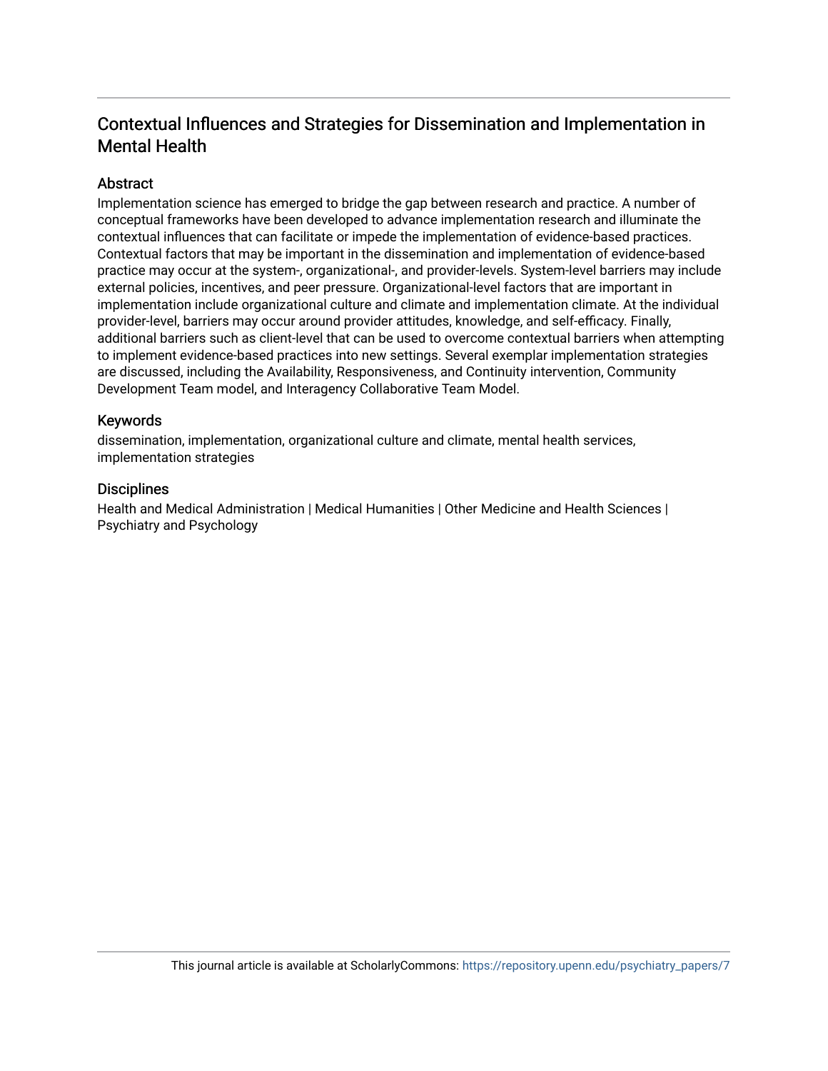# Contextual Influences and Strategies for Dissemination and Implementation in Mental Health

## Abstract

Implementation science has emerged to bridge the gap between research and practice. A number of conceptual frameworks have been developed to advance implementation research and illuminate the contextual influences that can facilitate or impede the implementation of evidence-based practices. Contextual factors that may be important in the dissemination and implementation of evidence-based practice may occur at the system-, organizational-, and provider-levels. System-level barriers may include external policies, incentives, and peer pressure. Organizational-level factors that are important in implementation include organizational culture and climate and implementation climate. At the individual provider-level, barriers may occur around provider attitudes, knowledge, and self-efficacy. Finally, additional barriers such as client-level that can be used to overcome contextual barriers when attempting to implement evidence-based practices into new settings. Several exemplar implementation strategies are discussed, including the Availability, Responsiveness, and Continuity intervention, Community Development Team model, and Interagency Collaborative Team Model.

## Keywords

dissemination, implementation, organizational culture and climate, mental health services, implementation strategies

## Disciplines

Health and Medical Administration | Medical Humanities | Other Medicine and Health Sciences | Psychiatry and Psychology

This journal article is available at ScholarlyCommons: https://repository.upenn.edu/psychiatry_papers/7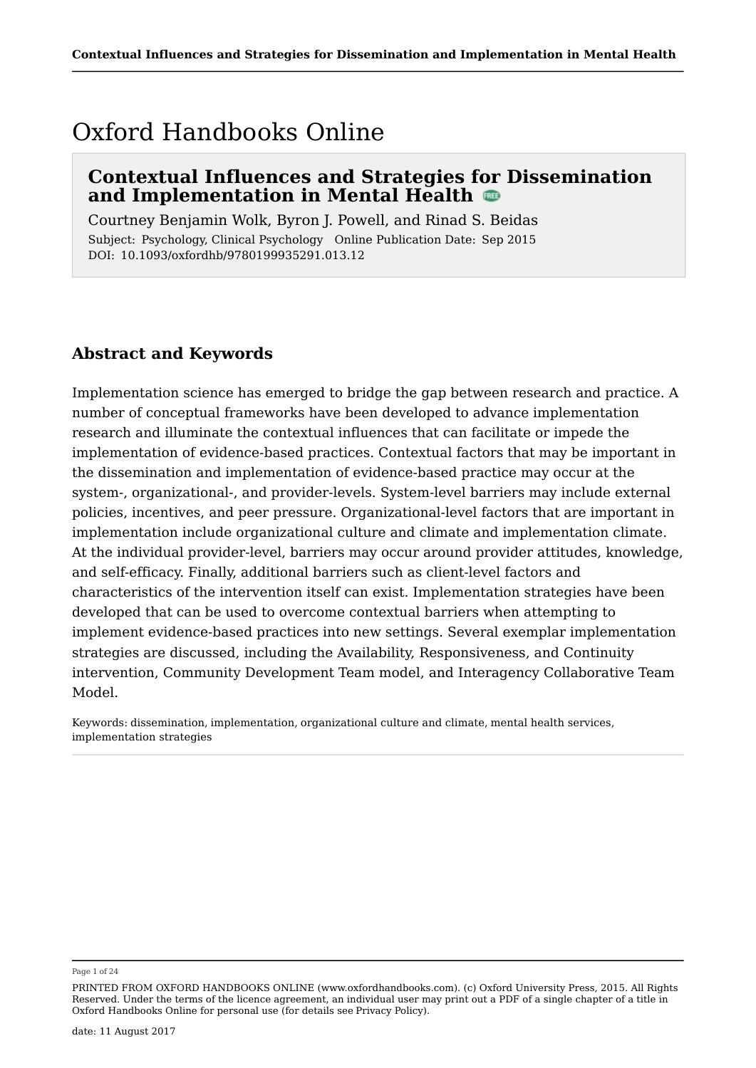# Oxford Handbooks Online

## Contextual Influences and Strategies for Dissemination and Implementation in Mental Health

Courtney Benjamin Wolk, Byron J. Powell, and Rinad S. Beidas

Subject: Psychology, Clinical Psychology Online Publication Date: Sep 2015
DOI: 10.1093/oxfordhb/9780199935291.013.12

### Abstract and Keywords

Implementation science has emerged to bridge the gap between research and practice. A number of conceptual frameworks have been developed to advance implementation research and illuminate the contextual influences that can facilitate or impede the implementation of evidence-based practices. Contextual factors that may be important in the dissemination and implementation of evidence-based practice may occur at the system-, organizational-, and provider-levels. System-level barriers may include external policies, incentives, and peer pressure. Organizational-level factors that are important in implementation include organizational culture and climate and implementation climate. At the individual provider-level, barriers may occur around provider attitudes, knowledge, and self-efficacy. Finally, additional barriers such as client-level factors and characteristics of the intervention itself can exist. Implementation strategies have been developed that can be used to overcome contextual barriers when attempting to implement evidence-based practices into new settings. Several exemplar implementation strategies are discussed, including the Availability, Responsiveness, and Continuity intervention, Community Development Team model, and Interagency Collaborative Team Model.

Keywords: dissemination, implementation, organizational culture and climate, mental health services, implementation strategies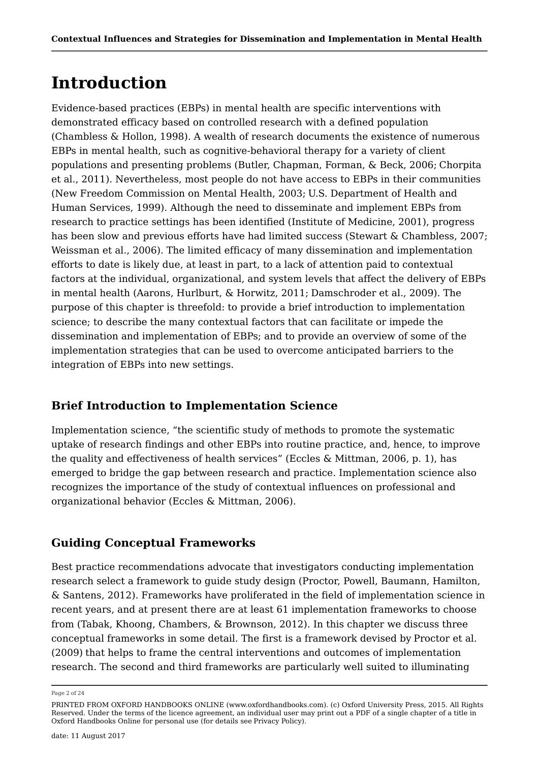# Introduction

Evidence-based practices (EBPs) in mental health are specific interventions with demonstrated efficacy based on controlled research with a defined population (Chambless & Hollon, 1998). A wealth of research documents the existence of numerous EBPs in mental health, such as cognitive-behavioral therapy for a variety of client populations and presenting problems (Butler, Chapman, Forman, & Beck, 2006; Chorpita et al., 2011). Nevertheless, most people do not have access to EBPs in their communities (New Freedom Commission on Mental Health, 2003; U.S. Department of Health and Human Services, 1999). Although the need to disseminate and implement EBPs from research to practice settings has been identified (Institute of Medicine, 2001), progress has been slow and previous efforts have had limited success (Stewart & Chambless, 2007; Weissman et al., 2006). The limited efficacy of many dissemination and implementation efforts to date is likely due, at least in part, to a lack of attention paid to contextual factors at the individual, organizational, and system levels that affect the delivery of EBPs in mental health (Aarons, Hurlburt, & Horwitz, 2011; Damschroder et al., 2009). The purpose of this chapter is threefold: to provide a brief introduction to implementation science; to describe the many contextual factors that can facilitate or impede the dissemination and implementation of EBPs; and to provide an overview of some of the implementation strategies that can be used to overcome anticipated barriers to the integration of EBPs into new settings.

## Brief Introduction to Implementation Science

Implementation science, "the scientific study of methods to promote the systematic uptake of research findings and other EBPs into routine practice, and, hence, to improve the quality and effectiveness of health services" (Eccles & Mittman, 2006, p. 1), has emerged to bridge the gap between research and practice. Implementation science also recognizes the importance of the study of contextual influences on professional and organizational behavior (Eccles & Mittman, 2006).

## Guiding Conceptual Frameworks

Best practice recommendations advocate that investigators conducting implementation research select a framework to guide study design (Proctor, Powell, Baumann, Hamilton, & Santens, 2012). Frameworks have proliferated in the field of implementation science in recent years, and at present there are at least 61 implementation frameworks to choose from (Tabak, Khoong, Chambers, & Brownson, 2012). In this chapter we discuss three conceptual frameworks in some detail. The first is a framework devised by Proctor et al. (2009) that helps to frame the central interventions and outcomes of implementation research. The second and third frameworks are particularly well suited to illuminating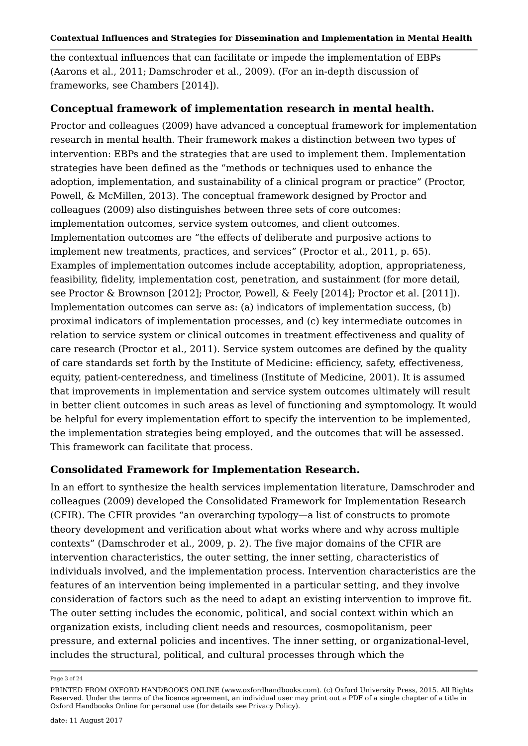the contextual influences that can facilitate or impede the implementation of EBPs (Aarons et al., 2011; Damschroder et al., 2009). (For an in-depth discussion of frameworks, see Chambers [2014]).

### Conceptual framework of implementation research in mental health.

Proctor and colleagues (2009) have advanced a conceptual framework for implementation research in mental health. Their framework makes a distinction between two types of intervention: EBPs and the strategies that are used to implement them. Implementation strategies have been defined as the "methods or techniques used to enhance the adoption, implementation, and sustainability of a clinical program or practice" (Proctor, Powell, & McMillen, 2013). The conceptual framework designed by Proctor and colleagues (2009) also distinguishes between three sets of core outcomes: implementation outcomes, service system outcomes, and client outcomes. Implementation outcomes are "the effects of deliberate and purposive actions to implement new treatments, practices, and services" (Proctor et al., 2011, p. 65). Examples of implementation outcomes include acceptability, adoption, appropriateness, feasibility, fidelity, implementation cost, penetration, and sustainment (for more detail, see Proctor & Brownson [2012]; Proctor, Powell, & Feely [2014]; Proctor et al. [2011]). Implementation outcomes can serve as: (a) indicators of implementation success, (b) proximal indicators of implementation processes, and (c) key intermediate outcomes in relation to service system or clinical outcomes in treatment effectiveness and quality of care research (Proctor et al., 2011). Service system outcomes are defined by the quality of care standards set forth by the Institute of Medicine: efficiency, safety, effectiveness, equity, patient-centeredness, and timeliness (Institute of Medicine, 2001). It is assumed that improvements in implementation and service system outcomes ultimately will result in better client outcomes in such areas as level of functioning and symptomology. It would be helpful for every implementation effort to specify the intervention to be implemented, the implementation strategies being employed, and the outcomes that will be assessed. This framework can facilitate that process.

### Consolidated Framework for Implementation Research.

In an effort to synthesize the health services implementation literature, Damschroder and colleagues (2009) developed the Consolidated Framework for Implementation Research (CFIR). The CFIR provides "an overarching typology—a list of constructs to promote theory development and verification about what works where and why across multiple contexts" (Damschroder et al., 2009, p. 2). The five major domains of the CFIR are intervention characteristics, the outer setting, the inner setting, characteristics of individuals involved, and the implementation process. Intervention characteristics are the features of an intervention being implemented in a particular setting, and they involve consideration of factors such as the need to adapt an existing intervention to improve fit. The outer setting includes the economic, political, and social context within which an organization exists, including client needs and resources, cosmopolitanism, peer pressure, and external policies and incentives. The inner setting, or organizational-level, includes the structural, political, and cultural processes through which the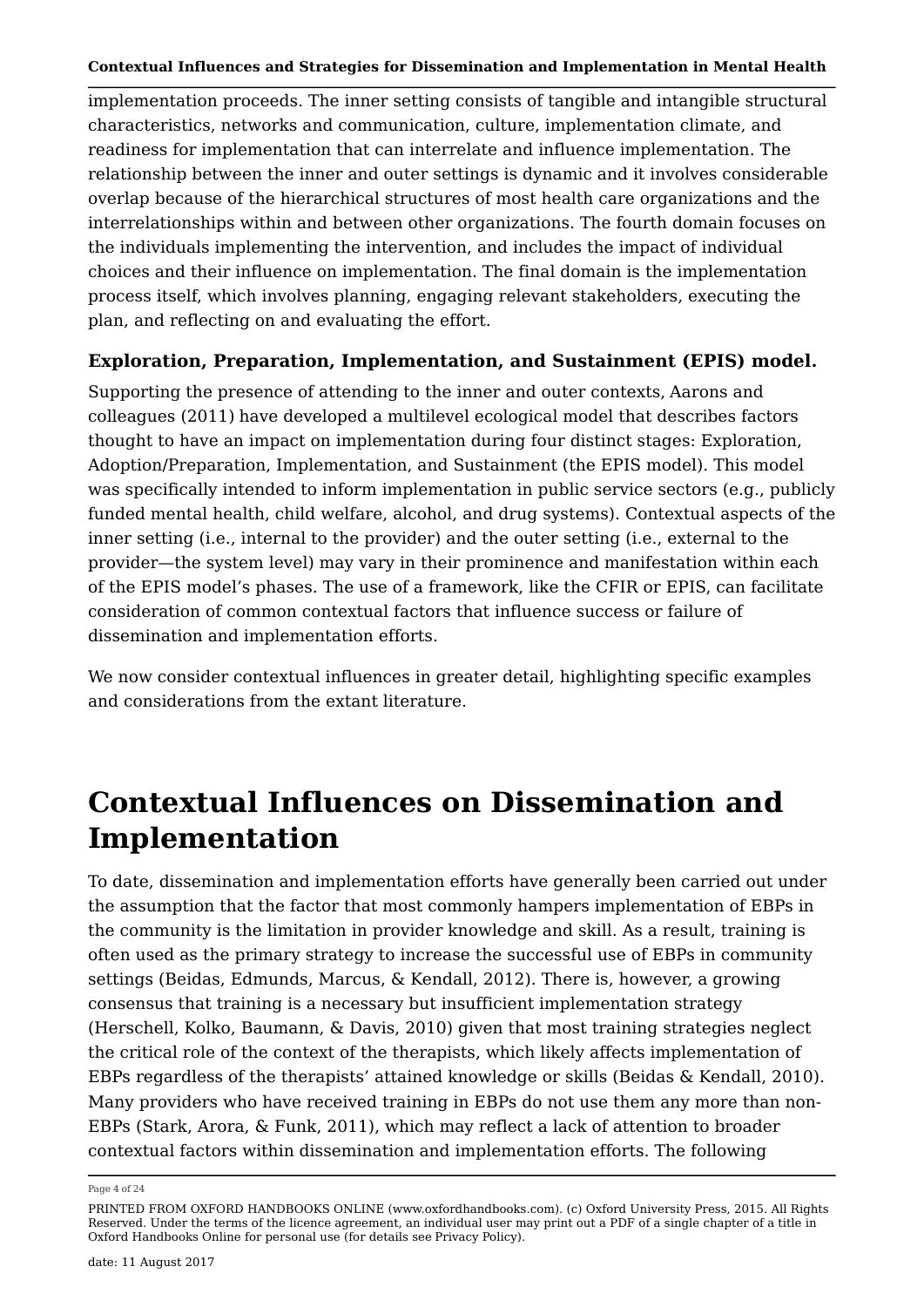implementation proceeds. The inner setting consists of tangible and intangible structural characteristics, networks and communication, culture, implementation climate, and readiness for implementation that can interrelate and influence implementation. The relationship between the inner and outer settings is dynamic and it involves considerable overlap because of the hierarchical structures of most health care organizations and the interrelationships within and between other organizations. The fourth domain focuses on the individuals implementing the intervention, and includes the impact of individual choices and their influence on implementation. The final domain is the implementation process itself, which involves planning, engaging relevant stakeholders, executing the plan, and reflecting on and evaluating the effort.

**Exploration, Preparation, Implementation, and Sustainment (EPIS) model.**

Supporting the presence of attending to the inner and outer contexts, Aarons and colleagues (2011) have developed a multilevel ecological model that describes factors thought to have an impact on implementation during four distinct stages: Exploration, Adoption/Preparation, Implementation, and Sustainment (the EPIS model). This model was specifically intended to inform implementation in public service sectors (e.g., publicly funded mental health, child welfare, alcohol, and drug systems). Contextual aspects of the inner setting (i.e., internal to the provider) and the outer setting (i.e., external to the provider—the system level) may vary in their prominence and manifestation within each of the EPIS model's phases. The use of a framework, like the CFIR or EPIS, can facilitate consideration of common contextual factors that influence success or failure of dissemination and implementation efforts.

We now consider contextual influences in greater detail, highlighting specific examples and considerations from the extant literature.

# Contextual Influences on Dissemination and Implementation

To date, dissemination and implementation efforts have generally been carried out under the assumption that the factor that most commonly hampers implementation of EBPs in the community is the limitation in provider knowledge and skill. As a result, training is often used as the primary strategy to increase the successful use of EBPs in community settings (Beidas, Edmunds, Marcus, & Kendall, 2012). There is, however, a growing consensus that training is a necessary but insufficient implementation strategy (Herschell, Kolko, Baumann, & Davis, 2010) given that most training strategies neglect the critical role of the context of the therapists, which likely affects implementation of EBPs regardless of the therapists' attained knowledge or skills (Beidas & Kendall, 2010). Many providers who have received training in EBPs do not use them any more than non-EBPs (Stark, Arora, & Funk, 2011), which may reflect a lack of attention to broader contextual factors within dissemination and implementation efforts. The following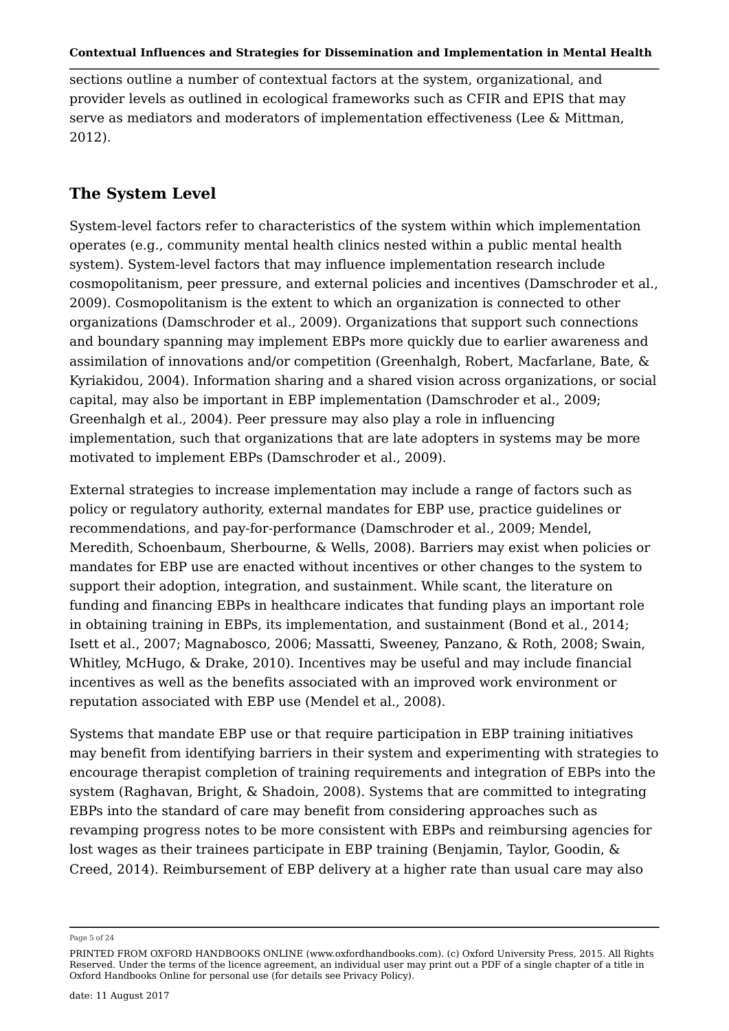sections outline a number of contextual factors at the system, organizational, and provider levels as outlined in ecological frameworks such as CFIR and EPIS that may serve as mediators and moderators of implementation effectiveness (Lee & Mittman, 2012).

## The System Level

System-level factors refer to characteristics of the system within which implementation operates (e.g., community mental health clinics nested within a public mental health system). System-level factors that may influence implementation research include cosmopolitanism, peer pressure, and external policies and incentives (Damschroder et al., 2009). Cosmopolitanism is the extent to which an organization is connected to other organizations (Damschroder et al., 2009). Organizations that support such connections and boundary spanning may implement EBPs more quickly due to earlier awareness and assimilation of innovations and/or competition (Greenhalgh, Robert, Macfarlane, Bate, & Kyriakidou, 2004). Information sharing and a shared vision across organizations, or social capital, may also be important in EBP implementation (Damschroder et al., 2009; Greenhalgh et al., 2004). Peer pressure may also play a role in influencing implementation, such that organizations that are late adopters in systems may be more motivated to implement EBPs (Damschroder et al., 2009).

External strategies to increase implementation may include a range of factors such as policy or regulatory authority, external mandates for EBP use, practice guidelines or recommendations, and pay-for-performance (Damschroder et al., 2009; Mendel, Meredith, Schoenbaum, Sherbourne, & Wells, 2008). Barriers may exist when policies or mandates for EBP use are enacted without incentives or other changes to the system to support their adoption, integration, and sustainment. While scant, the literature on funding and financing EBPs in healthcare indicates that funding plays an important role in obtaining training in EBPs, its implementation, and sustainment (Bond et al., 2014; Isett et al., 2007; Magnabosco, 2006; Massatti, Sweeney, Panzano, & Roth, 2008; Swain, Whitley, McHugo, & Drake, 2010). Incentives may be useful and may include financial incentives as well as the benefits associated with an improved work environment or reputation associated with EBP use (Mendel et al., 2008).

Systems that mandate EBP use or that require participation in EBP training initiatives may benefit from identifying barriers in their system and experimenting with strategies to encourage therapist completion of training requirements and integration of EBPs into the system (Raghavan, Bright, & Shadoin, 2008). Systems that are committed to integrating EBPs into the standard of care may benefit from considering approaches such as revamping progress notes to be more consistent with EBPs and reimbursing agencies for lost wages as their trainees participate in EBP training (Benjamin, Taylor, Goodin, & Creed, 2014). Reimbursement of EBP delivery at a higher rate than usual care may also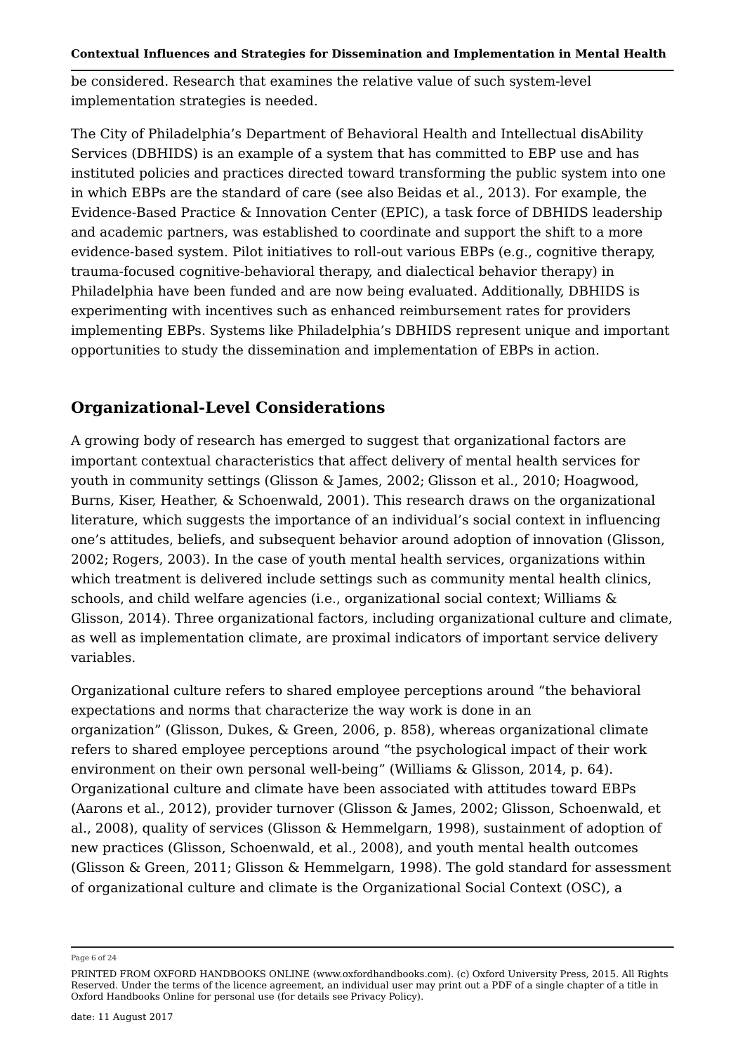be considered. Research that examines the relative value of such system-level implementation strategies is needed.

The City of Philadelphia's Department of Behavioral Health and Intellectual disAbility Services (DBHIDS) is an example of a system that has committed to EBP use and has instituted policies and practices directed toward transforming the public system into one in which EBPs are the standard of care (see also Beidas et al., 2013). For example, the Evidence-Based Practice & Innovation Center (EPIC), a task force of DBHIDS leadership and academic partners, was established to coordinate and support the shift to a more evidence-based system. Pilot initiatives to roll-out various EBPs (e.g., cognitive therapy, trauma-focused cognitive-behavioral therapy, and dialectical behavior therapy) in Philadelphia have been funded and are now being evaluated. Additionally, DBHIDS is experimenting with incentives such as enhanced reimbursement rates for providers implementing EBPs. Systems like Philadelphia's DBHIDS represent unique and important opportunities to study the dissemination and implementation of EBPs in action.

## Organizational-Level Considerations

A growing body of research has emerged to suggest that organizational factors are important contextual characteristics that affect delivery of mental health services for youth in community settings (Glisson & James, 2002; Glisson et al., 2010; Hoagwood, Burns, Kiser, Heather, & Schoenwald, 2001). This research draws on the organizational literature, which suggests the importance of an individual's social context in influencing one's attitudes, beliefs, and subsequent behavior around adoption of innovation (Glisson, 2002; Rogers, 2003). In the case of youth mental health services, organizations within which treatment is delivered include settings such as community mental health clinics, schools, and child welfare agencies (i.e., organizational social context; Williams & Glisson, 2014). Three organizational factors, including organizational culture and climate, as well as implementation climate, are proximal indicators of important service delivery variables.

Organizational culture refers to shared employee perceptions around "the behavioral expectations and norms that characterize the way work is done in an organization" (Glisson, Dukes, & Green, 2006, p. 858), whereas organizational climate refers to shared employee perceptions around "the psychological impact of their work environment on their own personal well-being" (Williams & Glisson, 2014, p. 64). Organizational culture and climate have been associated with attitudes toward EBPs (Aarons et al., 2012), provider turnover (Glisson & James, 2002; Glisson, Schoenwald, et al., 2008), quality of services (Glisson & Hemmelgarn, 1998), sustainment of adoption of new practices (Glisson, Schoenwald, et al., 2008), and youth mental health outcomes (Glisson & Green, 2011; Glisson & Hemmelgarn, 1998). The gold standard for assessment of organizational culture and climate is the Organizational Social Context (OSC), a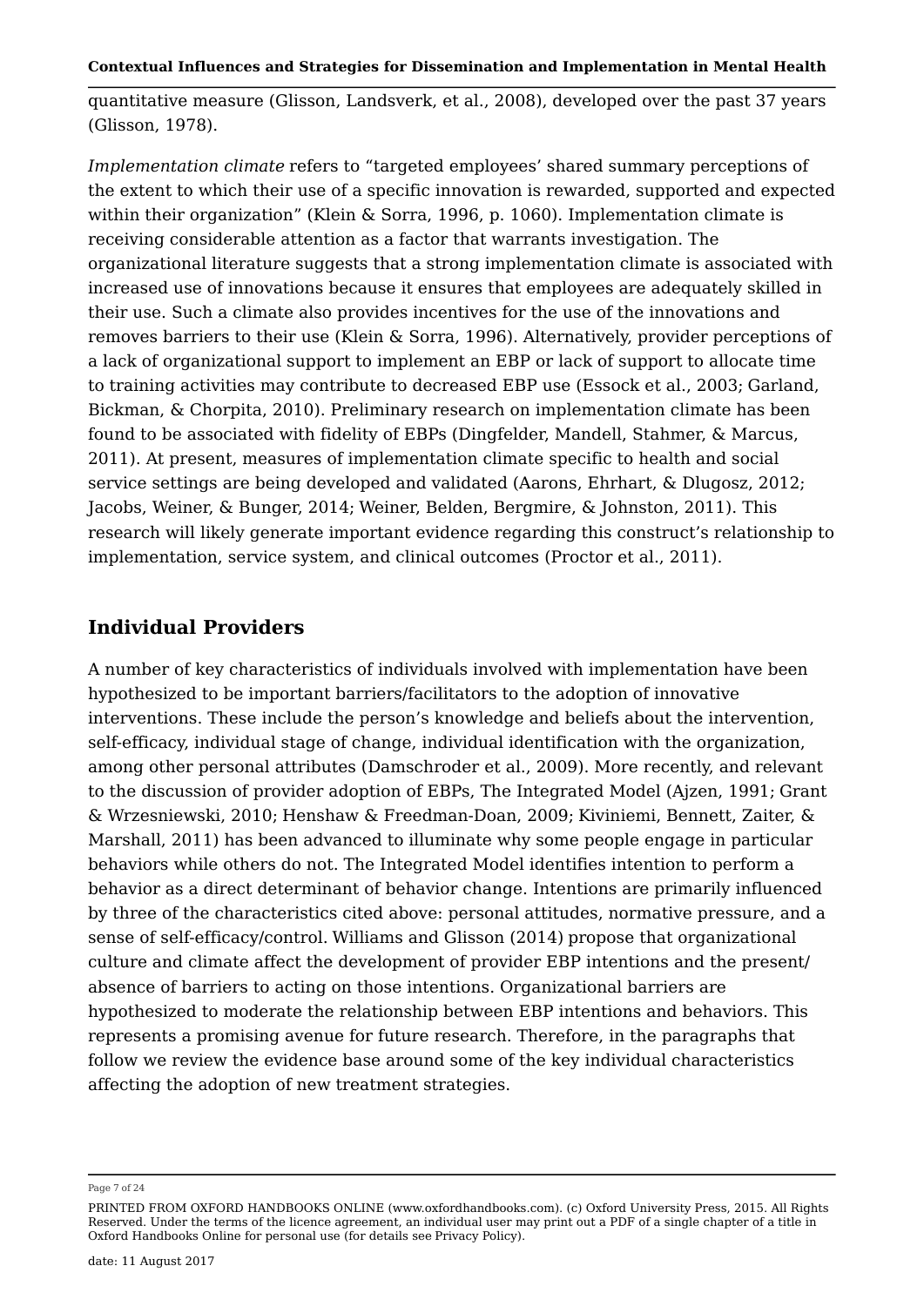quantitative measure (Glisson, Landsverk, et al., 2008), developed over the past 37 years (Glisson, 1978).

*Implementation climate* refers to "targeted employees' shared summary perceptions of the extent to which their use of a specific innovation is rewarded, supported and expected within their organization" (Klein & Sorra, 1996, p. 1060). Implementation climate is receiving considerable attention as a factor that warrants investigation. The organizational literature suggests that a strong implementation climate is associated with increased use of innovations because it ensures that employees are adequately skilled in their use. Such a climate also provides incentives for the use of the innovations and removes barriers to their use (Klein & Sorra, 1996). Alternatively, provider perceptions of a lack of organizational support to implement an EBP or lack of support to allocate time to training activities may contribute to decreased EBP use (Essock et al., 2003; Garland, Bickman, & Chorpita, 2010). Preliminary research on implementation climate has been found to be associated with fidelity of EBPs (Dingfelder, Mandell, Stahmer, & Marcus, 2011). At present, measures of implementation climate specific to health and social service settings are being developed and validated (Aarons, Ehrhart, & Dlugosz, 2012; Jacobs, Weiner, & Bunger, 2014; Weiner, Belden, Bergmire, & Johnston, 2011). This research will likely generate important evidence regarding this construct's relationship to implementation, service system, and clinical outcomes (Proctor et al., 2011).

## Individual Providers

A number of key characteristics of individuals involved with implementation have been hypothesized to be important barriers/facilitators to the adoption of innovative interventions. These include the person's knowledge and beliefs about the intervention, self-efficacy, individual stage of change, individual identification with the organization, among other personal attributes (Damschroder et al., 2009). More recently, and relevant to the discussion of provider adoption of EBPs, The Integrated Model (Ajzen, 1991; Grant & Wrzesniewski, 2010; Henshaw & Freedman-Doan, 2009; Kiviniemi, Bennett, Zaiter, & Marshall, 2011) has been advanced to illuminate why some people engage in particular behaviors while others do not. The Integrated Model identifies intention to perform a behavior as a direct determinant of behavior change. Intentions are primarily influenced by three of the characteristics cited above: personal attitudes, normative pressure, and a sense of self-efficacy/control. Williams and Glisson (2014) propose that organizational culture and climate affect the development of provider EBP intentions and the present/absence of barriers to acting on those intentions. Organizational barriers are hypothesized to moderate the relationship between EBP intentions and behaviors. This represents a promising avenue for future research. Therefore, in the paragraphs that follow we review the evidence base around some of the key individual characteristics affecting the adoption of new treatment strategies.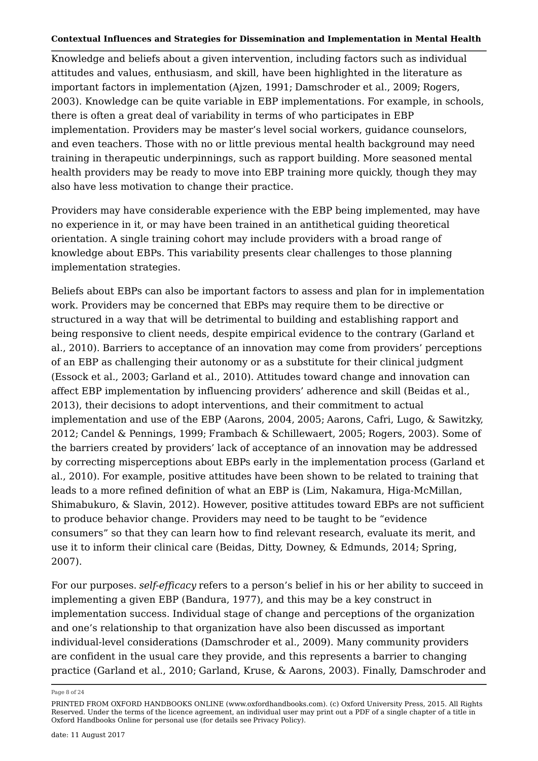Knowledge and beliefs about a given intervention, including factors such as individual attitudes and values, enthusiasm, and skill, have been highlighted in the literature as important factors in implementation (Ajzen, 1991; Damschroder et al., 2009; Rogers, 2003). Knowledge can be quite variable in EBP implementations. For example, in schools, there is often a great deal of variability in terms of who participates in EBP implementation. Providers may be master's level social workers, guidance counselors, and even teachers. Those with no or little previous mental health background may need training in therapeutic underpinnings, such as rapport building. More seasoned mental health providers may be ready to move into EBP training more quickly, though they may also have less motivation to change their practice.

Providers may have considerable experience with the EBP being implemented, may have no experience in it, or may have been trained in an antithetical guiding theoretical orientation. A single training cohort may include providers with a broad range of knowledge about EBPs. This variability presents clear challenges to those planning implementation strategies.

Beliefs about EBPs can also be important factors to assess and plan for in implementation work. Providers may be concerned that EBPs may require them to be directive or structured in a way that will be detrimental to building and establishing rapport and being responsive to client needs, despite empirical evidence to the contrary (Garland et al., 2010). Barriers to acceptance of an innovation may come from providers' perceptions of an EBP as challenging their autonomy or as a substitute for their clinical judgment (Essock et al., 2003; Garland et al., 2010). Attitudes toward change and innovation can affect EBP implementation by influencing providers' adherence and skill (Beidas et al., 2013), their decisions to adopt interventions, and their commitment to actual implementation and use of the EBP (Aarons, 2004, 2005; Aarons, Cafri, Lugo, & Sawitzky, 2012; Candel & Pennings, 1999; Frambach & Schillewaert, 2005; Rogers, 2003). Some of the barriers created by providers' lack of acceptance of an innovation may be addressed by correcting misperceptions about EBPs early in the implementation process (Garland et al., 2010). For example, positive attitudes have been shown to be related to training that leads to a more refined definition of what an EBP is (Lim, Nakamura, Higa-McMillan, Shimabukuro, & Slavin, 2012). However, positive attitudes toward EBPs are not sufficient to produce behavior change. Providers may need to be taught to be "evidence consumers" so that they can learn how to find relevant research, evaluate its merit, and use it to inform their clinical care (Beidas, Ditty, Downey, & Edmunds, 2014; Spring, 2007).

For our purposes. *self-efficacy* refers to a person's belief in his or her ability to succeed in implementing a given EBP (Bandura, 1977), and this may be a key construct in implementation success. Individual stage of change and perceptions of the organization and one's relationship to that organization have also been discussed as important individual-level considerations (Damschroder et al., 2009). Many community providers are confident in the usual care they provide, and this represents a barrier to changing practice (Garland et al., 2010; Garland, Kruse, & Aarons, 2003). Finally, Damschroder and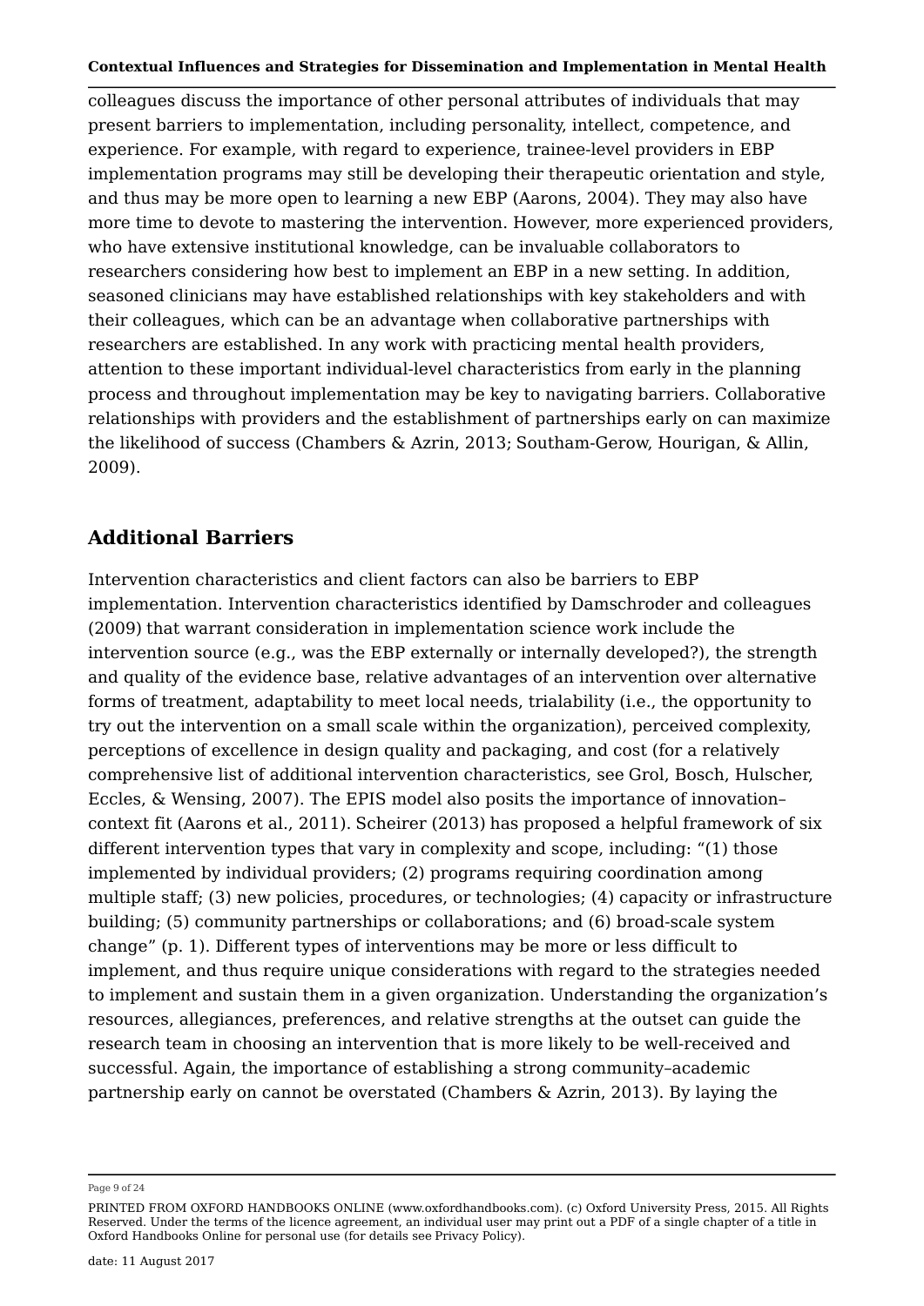colleagues discuss the importance of other personal attributes of individuals that may present barriers to implementation, including personality, intellect, competence, and experience. For example, with regard to experience, trainee-level providers in EBP implementation programs may still be developing their therapeutic orientation and style, and thus may be more open to learning a new EBP (Aarons, 2004). They may also have more time to devote to mastering the intervention. However, more experienced providers, who have extensive institutional knowledge, can be invaluable collaborators to researchers considering how best to implement an EBP in a new setting. In addition, seasoned clinicians may have established relationships with key stakeholders and with their colleagues, which can be an advantage when collaborative partnerships with researchers are established. In any work with practicing mental health providers, attention to these important individual-level characteristics from early in the planning process and throughout implementation may be key to navigating barriers. Collaborative relationships with providers and the establishment of partnerships early on can maximize the likelihood of success (Chambers & Azrin, 2013; Southam-Gerow, Hourigan, & Allin, 2009).

## Additional Barriers

Intervention characteristics and client factors can also be barriers to EBP implementation. Intervention characteristics identified by Damschroder and colleagues (2009) that warrant consideration in implementation science work include the intervention source (e.g., was the EBP externally or internally developed?), the strength and quality of the evidence base, relative advantages of an intervention over alternative forms of treatment, adaptability to meet local needs, trialability (i.e., the opportunity to try out the intervention on a small scale within the organization), perceived complexity, perceptions of excellence in design quality and packaging, and cost (for a relatively comprehensive list of additional intervention characteristics, see Grol, Bosch, Hulscher, Eccles, & Wensing, 2007). The EPIS model also posits the importance of innovation–context fit (Aarons et al., 2011). Scheirer (2013) has proposed a helpful framework of six different intervention types that vary in complexity and scope, including: "(1) those implemented by individual providers; (2) programs requiring coordination among multiple staff; (3) new policies, procedures, or technologies; (4) capacity or infrastructure building; (5) community partnerships or collaborations; and (6) broad-scale system change" (p. 1). Different types of interventions may be more or less difficult to implement, and thus require unique considerations with regard to the strategies needed to implement and sustain them in a given organization. Understanding the organization's resources, allegiances, preferences, and relative strengths at the outset can guide the research team in choosing an intervention that is more likely to be well-received and successful. Again, the importance of establishing a strong community–academic partnership early on cannot be overstated (Chambers & Azrin, 2013). By laying the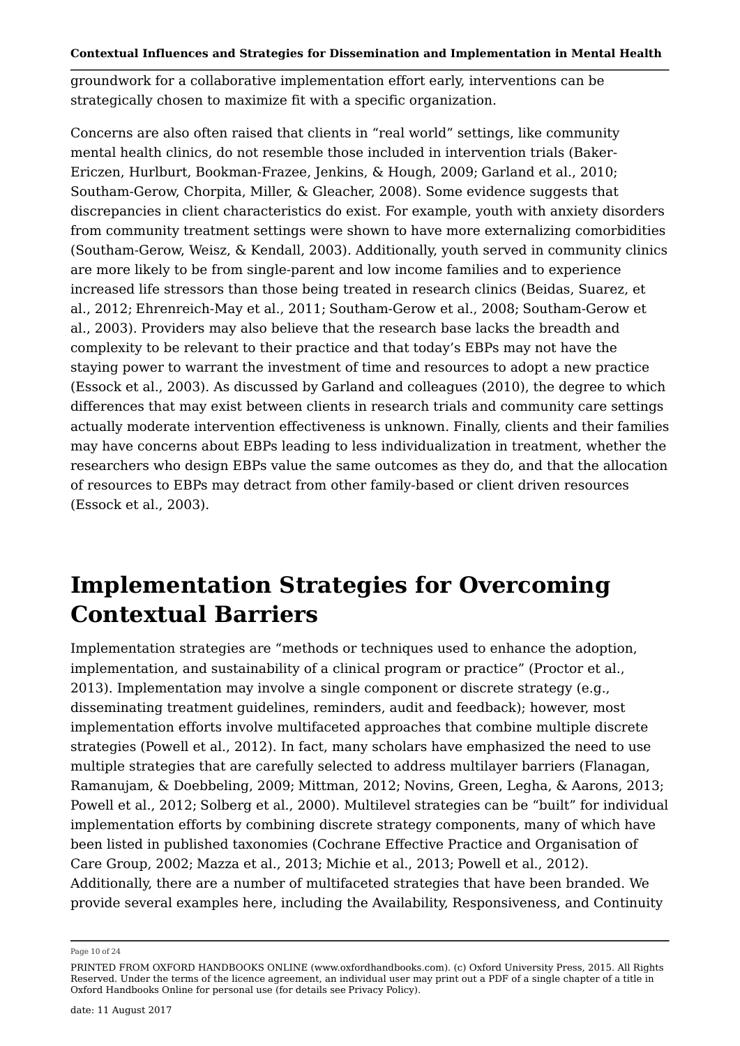groundwork for a collaborative implementation effort early, interventions can be strategically chosen to maximize fit with a specific organization.

Concerns are also often raised that clients in "real world" settings, like community mental health clinics, do not resemble those included in intervention trials (Baker-Ericzen, Hurlburt, Bookman-Frazee, Jenkins, & Hough, 2009; Garland et al., 2010; Southam-Gerow, Chorpita, Miller, & Gleacher, 2008). Some evidence suggests that discrepancies in client characteristics do exist. For example, youth with anxiety disorders from community treatment settings were shown to have more externalizing comorbidities (Southam-Gerow, Weisz, & Kendall, 2003). Additionally, youth served in community clinics are more likely to be from single-parent and low income families and to experience increased life stressors than those being treated in research clinics (Beidas, Suarez, et al., 2012; Ehrenreich-May et al., 2011; Southam-Gerow et al., 2008; Southam-Gerow et al., 2003). Providers may also believe that the research base lacks the breadth and complexity to be relevant to their practice and that today's EBPs may not have the staying power to warrant the investment of time and resources to adopt a new practice (Essock et al., 2003). As discussed by Garland and colleagues (2010), the degree to which differences that may exist between clients in research trials and community care settings actually moderate intervention effectiveness is unknown. Finally, clients and their families may have concerns about EBPs leading to less individualization in treatment, whether the researchers who design EBPs value the same outcomes as they do, and that the allocation of resources to EBPs may detract from other family-based or client driven resources (Essock et al., 2003).

# Implementation Strategies for Overcoming Contextual Barriers

Implementation strategies are "methods or techniques used to enhance the adoption, implementation, and sustainability of a clinical program or practice" (Proctor et al., 2013). Implementation may involve a single component or discrete strategy (e.g., disseminating treatment guidelines, reminders, audit and feedback); however, most implementation efforts involve multifaceted approaches that combine multiple discrete strategies (Powell et al., 2012). In fact, many scholars have emphasized the need to use multiple strategies that are carefully selected to address multilayer barriers (Flanagan, Ramanujam, & Doebbeling, 2009; Mittman, 2012; Novins, Green, Legha, & Aarons, 2013; Powell et al., 2012; Solberg et al., 2000). Multilevel strategies can be "built" for individual implementation efforts by combining discrete strategy components, many of which have been listed in published taxonomies (Cochrane Effective Practice and Organisation of Care Group, 2002; Mazza et al., 2013; Michie et al., 2013; Powell et al., 2012). Additionally, there are a number of multifaceted strategies that have been branded. We provide several examples here, including the Availability, Responsiveness, and Continuity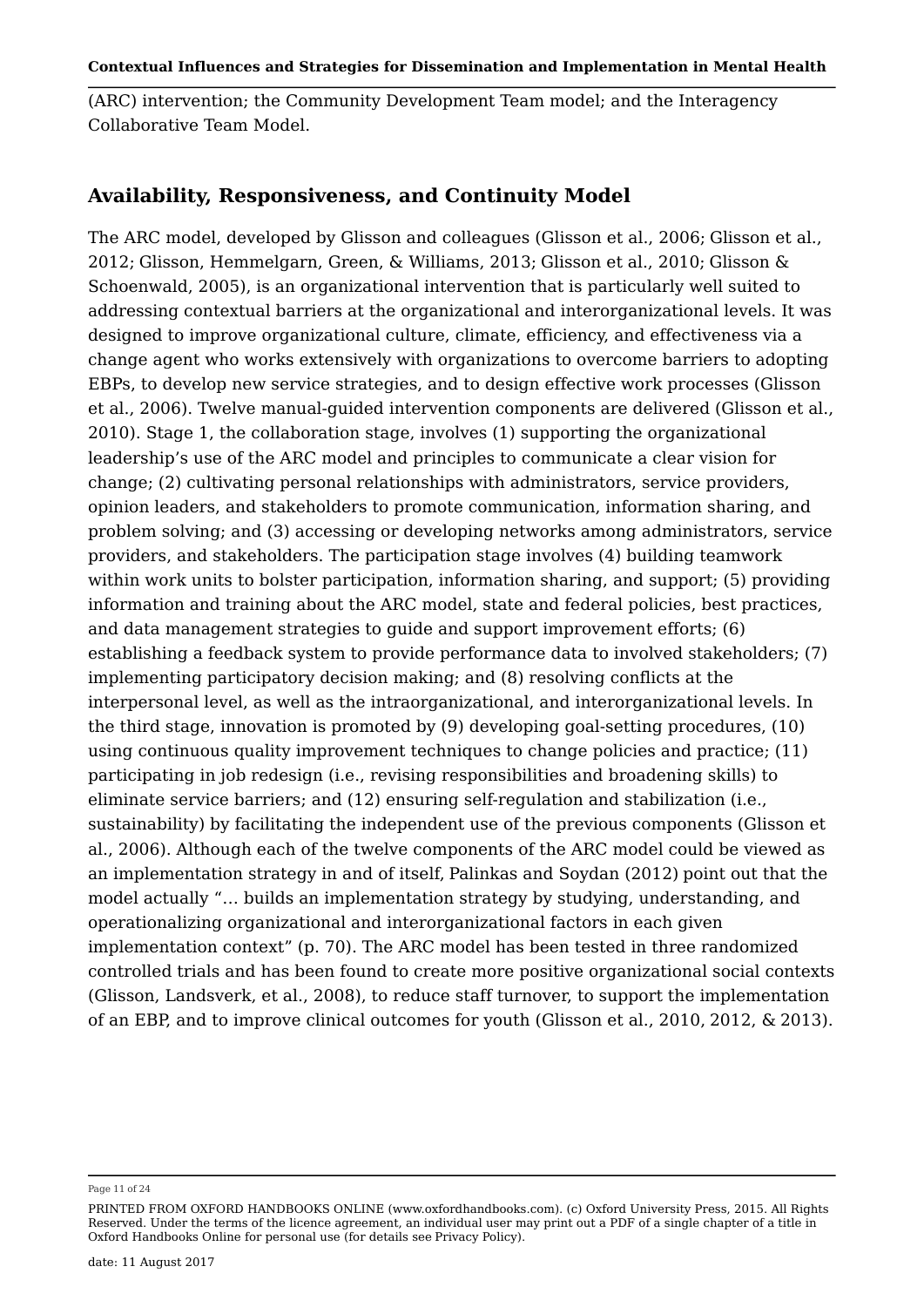(ARC) intervention; the Community Development Team model; and the Interagency Collaborative Team Model.

## Availability, Responsiveness, and Continuity Model

The ARC model, developed by Glisson and colleagues (Glisson et al., 2006; Glisson et al., 2012; Glisson, Hemmelgarn, Green, & Williams, 2013; Glisson et al., 2010; Glisson & Schoenwald, 2005), is an organizational intervention that is particularly well suited to addressing contextual barriers at the organizational and interorganizational levels. It was designed to improve organizational culture, climate, efficiency, and effectiveness via a change agent who works extensively with organizations to overcome barriers to adopting EBPs, to develop new service strategies, and to design effective work processes (Glisson et al., 2006). Twelve manual-guided intervention components are delivered (Glisson et al., 2010). Stage 1, the collaboration stage, involves (1) supporting the organizational leadership's use of the ARC model and principles to communicate a clear vision for change; (2) cultivating personal relationships with administrators, service providers, opinion leaders, and stakeholders to promote communication, information sharing, and problem solving; and (3) accessing or developing networks among administrators, service providers, and stakeholders. The participation stage involves (4) building teamwork within work units to bolster participation, information sharing, and support; (5) providing information and training about the ARC model, state and federal policies, best practices, and data management strategies to guide and support improvement efforts; (6) establishing a feedback system to provide performance data to involved stakeholders; (7) implementing participatory decision making; and (8) resolving conflicts at the interpersonal level, as well as the intraorganizational, and interorganizational levels. In the third stage, innovation is promoted by (9) developing goal-setting procedures, (10) using continuous quality improvement techniques to change policies and practice; (11) participating in job redesign (i.e., revising responsibilities and broadening skills) to eliminate service barriers; and (12) ensuring self-regulation and stabilization (i.e., sustainability) by facilitating the independent use of the previous components (Glisson et al., 2006). Although each of the twelve components of the ARC model could be viewed as an implementation strategy in and of itself, Palinkas and Soydan (2012) point out that the model actually "… builds an implementation strategy by studying, understanding, and operationalizing organizational and interorganizational factors in each given implementation context" (p. 70). The ARC model has been tested in three randomized controlled trials and has been found to create more positive organizational social contexts (Glisson, Landsverk, et al., 2008), to reduce staff turnover, to support the implementation of an EBP, and to improve clinical outcomes for youth (Glisson et al., 2010, 2012, & 2013).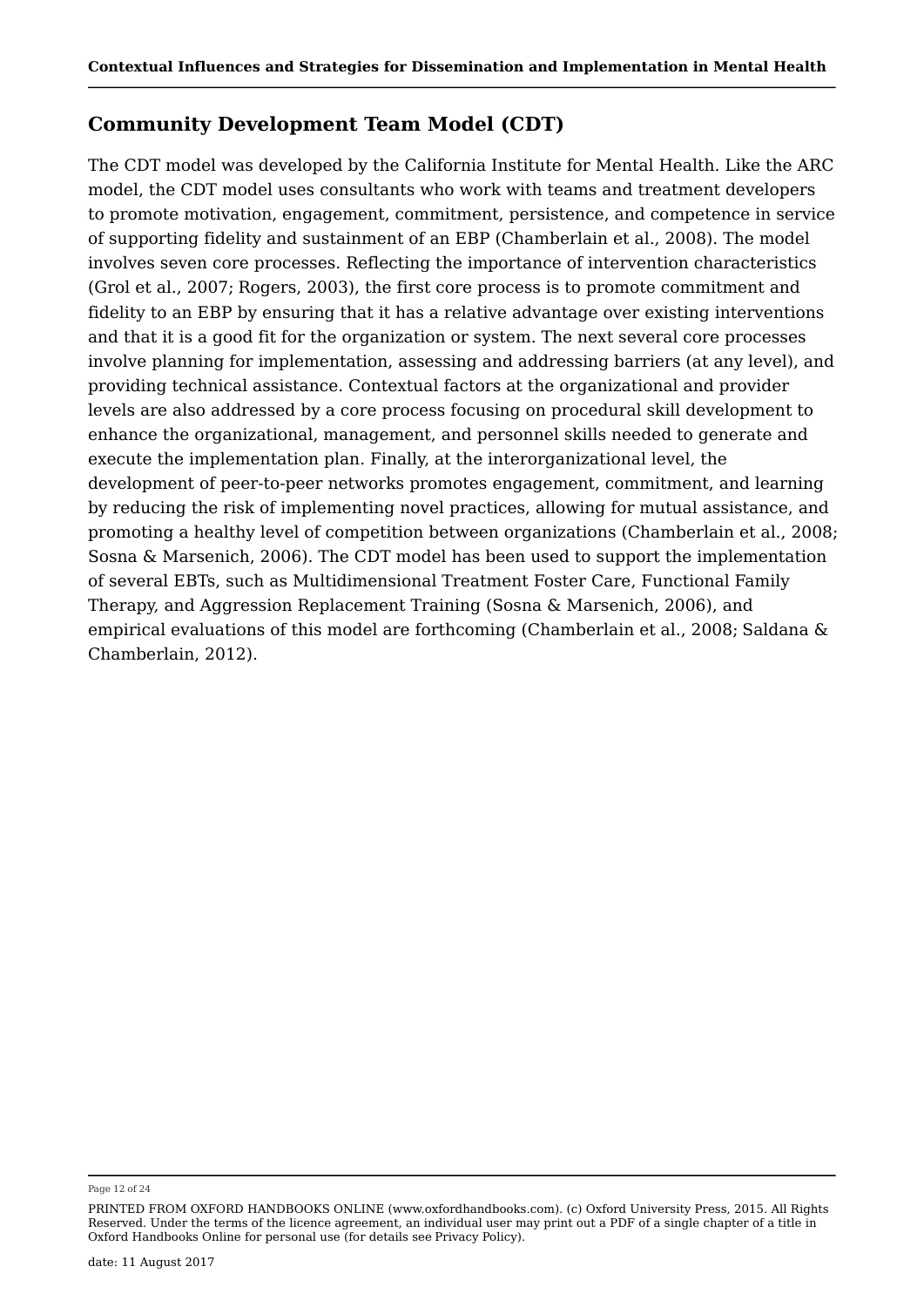## Community Development Team Model (CDT)

The CDT model was developed by the California Institute for Mental Health. Like the ARC model, the CDT model uses consultants who work with teams and treatment developers to promote motivation, engagement, commitment, persistence, and competence in service of supporting fidelity and sustainment of an EBP (Chamberlain et al., 2008). The model involves seven core processes. Reflecting the importance of intervention characteristics (Grol et al., 2007; Rogers, 2003), the first core process is to promote commitment and fidelity to an EBP by ensuring that it has a relative advantage over existing interventions and that it is a good fit for the organization or system. The next several core processes involve planning for implementation, assessing and addressing barriers (at any level), and providing technical assistance. Contextual factors at the organizational and provider levels are also addressed by a core process focusing on procedural skill development to enhance the organizational, management, and personnel skills needed to generate and execute the implementation plan. Finally, at the interorganizational level, the development of peer-to-peer networks promotes engagement, commitment, and learning by reducing the risk of implementing novel practices, allowing for mutual assistance, and promoting a healthy level of competition between organizations (Chamberlain et al., 2008; Sosna & Marsenich, 2006). The CDT model has been used to support the implementation of several EBTs, such as Multidimensional Treatment Foster Care, Functional Family Therapy, and Aggression Replacement Training (Sosna & Marsenich, 2006), and empirical evaluations of this model are forthcoming (Chamberlain et al., 2008; Saldana & Chamberlain, 2012).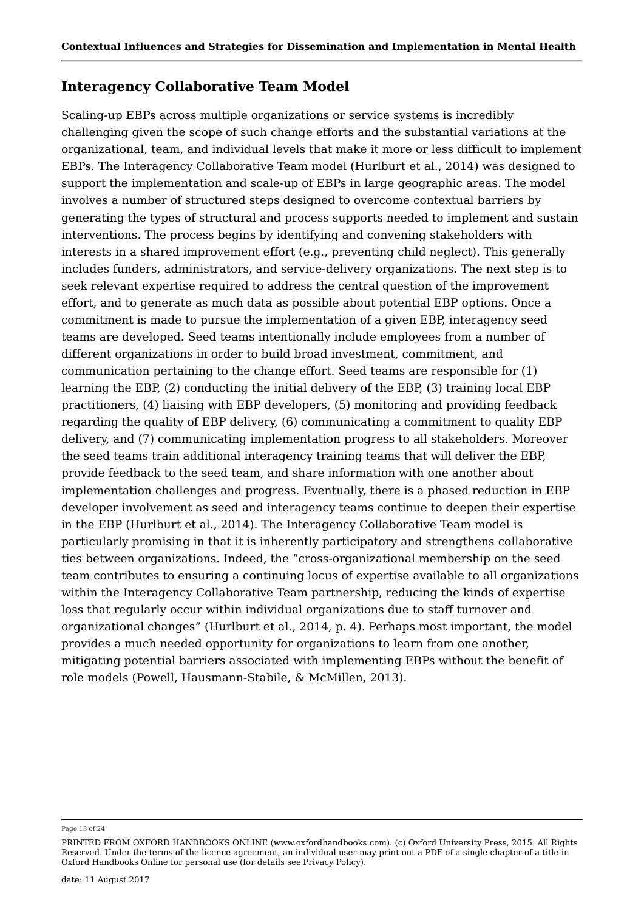## Interagency Collaborative Team Model

Scaling-up EBPs across multiple organizations or service systems is incredibly challenging given the scope of such change efforts and the substantial variations at the organizational, team, and individual levels that make it more or less difficult to implement EBPs. The Interagency Collaborative Team model (Hurlburt et al., 2014) was designed to support the implementation and scale-up of EBPs in large geographic areas. The model involves a number of structured steps designed to overcome contextual barriers by generating the types of structural and process supports needed to implement and sustain interventions. The process begins by identifying and convening stakeholders with interests in a shared improvement effort (e.g., preventing child neglect). This generally includes funders, administrators, and service-delivery organizations. The next step is to seek relevant expertise required to address the central question of the improvement effort, and to generate as much data as possible about potential EBP options. Once a commitment is made to pursue the implementation of a given EBP, interagency seed teams are developed. Seed teams intentionally include employees from a number of different organizations in order to build broad investment, commitment, and communication pertaining to the change effort. Seed teams are responsible for (1) learning the EBP, (2) conducting the initial delivery of the EBP, (3) training local EBP practitioners, (4) liaising with EBP developers, (5) monitoring and providing feedback regarding the quality of EBP delivery, (6) communicating a commitment to quality EBP delivery, and (7) communicating implementation progress to all stakeholders. Moreover the seed teams train additional interagency training teams that will deliver the EBP, provide feedback to the seed team, and share information with one another about implementation challenges and progress. Eventually, there is a phased reduction in EBP developer involvement as seed and interagency teams continue to deepen their expertise in the EBP (Hurlburt et al., 2014). The Interagency Collaborative Team model is particularly promising in that it is inherently participatory and strengthens collaborative ties between organizations. Indeed, the "cross-organizational membership on the seed team contributes to ensuring a continuing locus of expertise available to all organizations within the Interagency Collaborative Team partnership, reducing the kinds of expertise loss that regularly occur within individual organizations due to staff turnover and organizational changes" (Hurlburt et al., 2014, p. 4). Perhaps most important, the model provides a much needed opportunity for organizations to learn from one another, mitigating potential barriers associated with implementing EBPs without the benefit of role models (Powell, Hausmann-Stabile, & McMillen, 2013).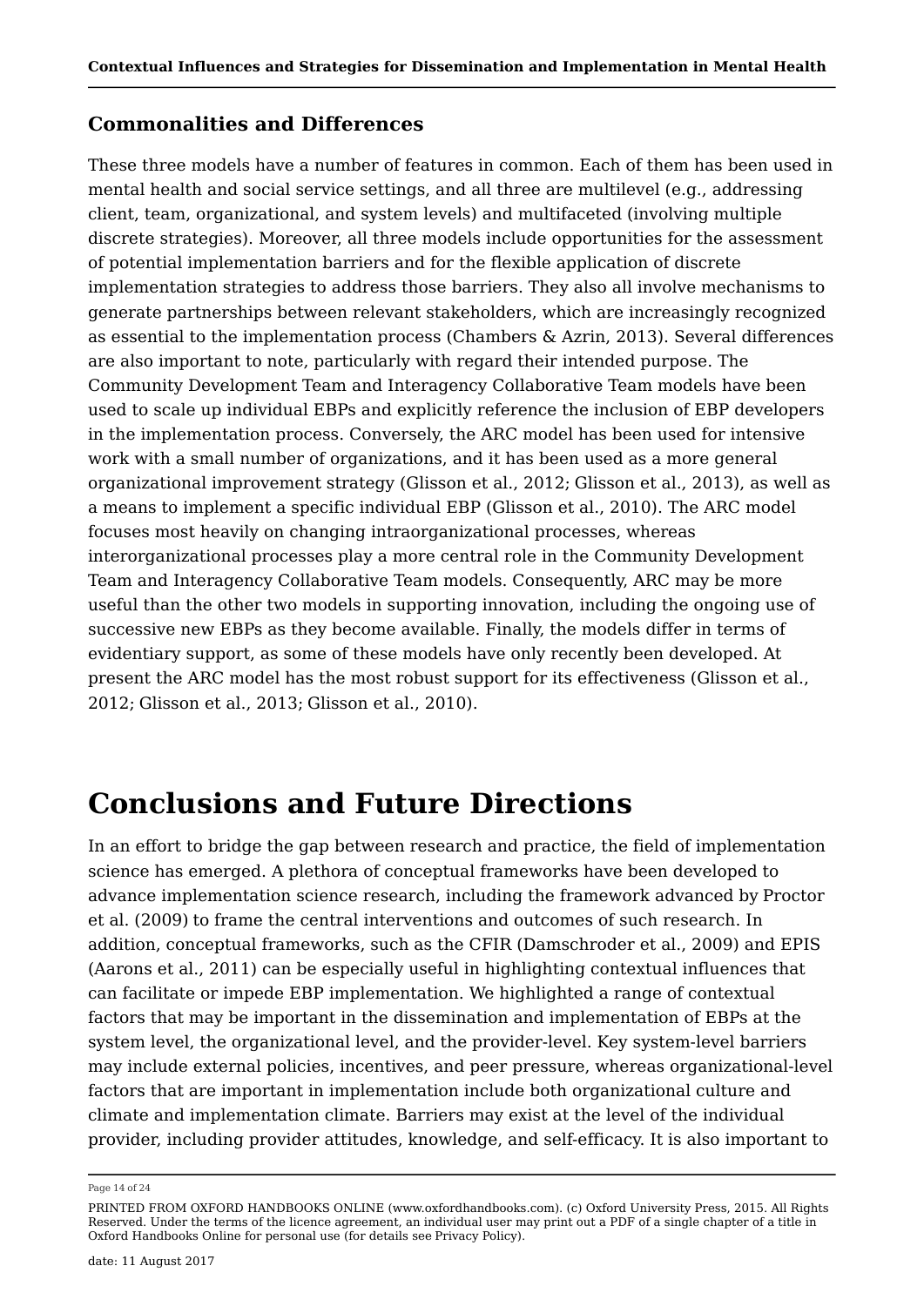### Commonalities and Differences

These three models have a number of features in common. Each of them has been used in mental health and social service settings, and all three are multilevel (e.g., addressing client, team, organizational, and system levels) and multifaceted (involving multiple discrete strategies). Moreover, all three models include opportunities for the assessment of potential implementation barriers and for the flexible application of discrete implementation strategies to address those barriers. They also all involve mechanisms to generate partnerships between relevant stakeholders, which are increasingly recognized as essential to the implementation process (Chambers & Azrin, 2013). Several differences are also important to note, particularly with regard their intended purpose. The Community Development Team and Interagency Collaborative Team models have been used to scale up individual EBPs and explicitly reference the inclusion of EBP developers in the implementation process. Conversely, the ARC model has been used for intensive work with a small number of organizations, and it has been used as a more general organizational improvement strategy (Glisson et al., 2012; Glisson et al., 2013), as well as a means to implement a specific individual EBP (Glisson et al., 2010). The ARC model focuses most heavily on changing intraorganizational processes, whereas interorganizational processes play a more central role in the Community Development Team and Interagency Collaborative Team models. Consequently, ARC may be more useful than the other two models in supporting innovation, including the ongoing use of successive new EBPs as they become available. Finally, the models differ in terms of evidentiary support, as some of these models have only recently been developed. At present the ARC model has the most robust support for its effectiveness (Glisson et al., 2012; Glisson et al., 2013; Glisson et al., 2010).

# Conclusions and Future Directions

In an effort to bridge the gap between research and practice, the field of implementation science has emerged. A plethora of conceptual frameworks have been developed to advance implementation science research, including the framework advanced by Proctor et al. (2009) to frame the central interventions and outcomes of such research. In addition, conceptual frameworks, such as the CFIR (Damschroder et al., 2009) and EPIS (Aarons et al., 2011) can be especially useful in highlighting contextual influences that can facilitate or impede EBP implementation. We highlighted a range of contextual factors that may be important in the dissemination and implementation of EBPs at the system level, the organizational level, and the provider-level. Key system-level barriers may include external policies, incentives, and peer pressure, whereas organizational-level factors that are important in implementation include both organizational culture and climate and implementation climate. Barriers may exist at the level of the individual provider, including provider attitudes, knowledge, and self-efficacy. It is also important to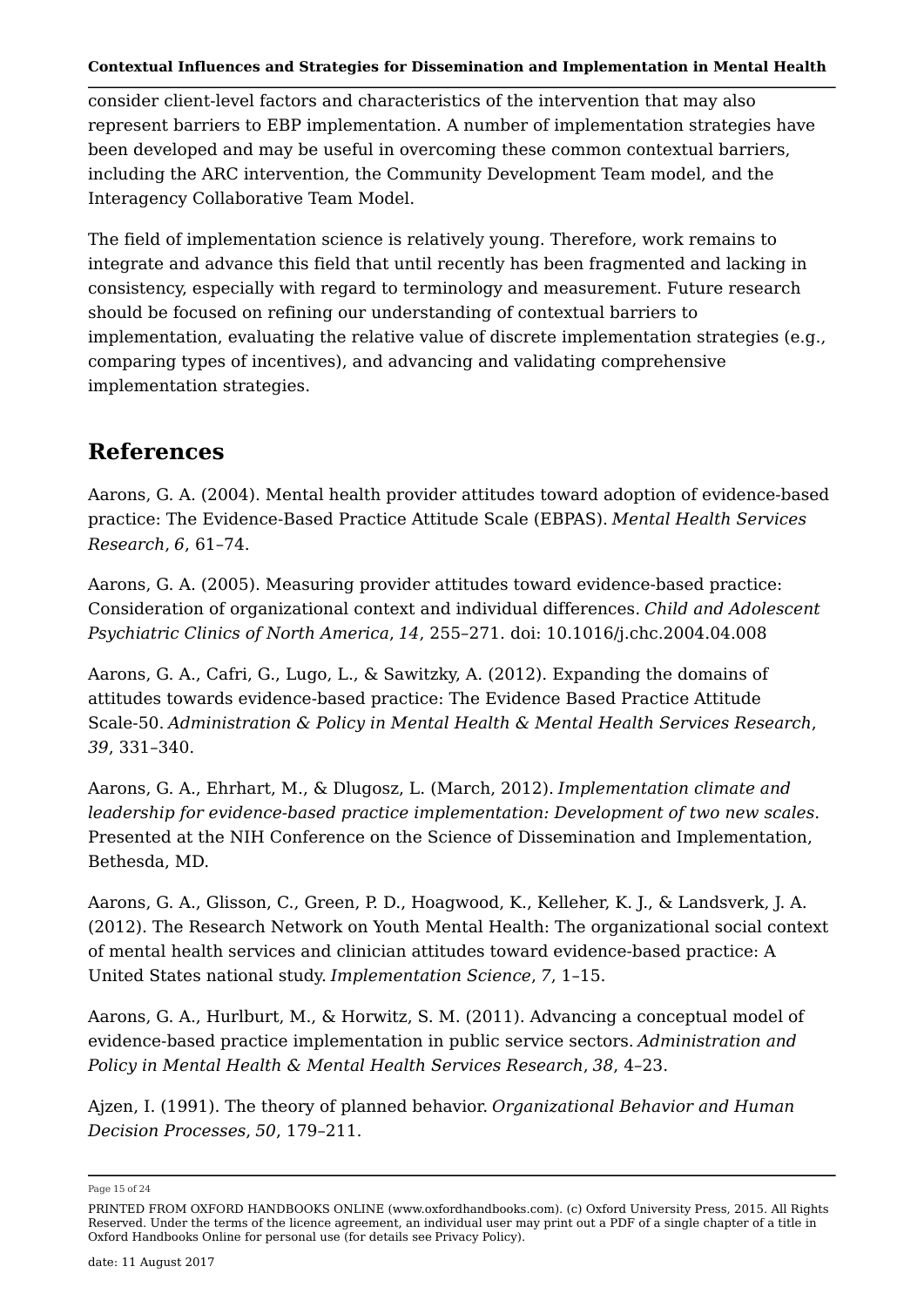consider client-level factors and characteristics of the intervention that may also represent barriers to EBP implementation. A number of implementation strategies have been developed and may be useful in overcoming these common contextual barriers, including the ARC intervention, the Community Development Team model, and the Interagency Collaborative Team Model.

The field of implementation science is relatively young. Therefore, work remains to integrate and advance this field that until recently has been fragmented and lacking in consistency, especially with regard to terminology and measurement. Future research should be focused on refining our understanding of contextual barriers to implementation, evaluating the relative value of discrete implementation strategies (e.g., comparing types of incentives), and advancing and validating comprehensive implementation strategies.

## References

Aarons, G. A. (2004). Mental health provider attitudes toward adoption of evidence-based practice: The Evidence-Based Practice Attitude Scale (EBPAS). *Mental Health Services Research*, *6*, 61–74.

Aarons, G. A. (2005). Measuring provider attitudes toward evidence-based practice: Consideration of organizational context and individual differences. *Child and Adolescent Psychiatric Clinics of North America*, *14*, 255–271. doi: 10.1016/j.chc.2004.04.008

Aarons, G. A., Cafri, G., Lugo, L., & Sawitzky, A. (2012). Expanding the domains of attitudes towards evidence-based practice: The Evidence Based Practice Attitude Scale-50. *Administration & Policy in Mental Health & Mental Health Services Research*, *39*, 331–340.

Aarons, G. A., Ehrhart, M., & Dlugosz, L. (March, 2012). *Implementation climate and leadership for evidence-based practice implementation: Development of two new scales*. Presented at the NIH Conference on the Science of Dissemination and Implementation, Bethesda, MD.

Aarons, G. A., Glisson, C., Green, P. D., Hoagwood, K., Kelleher, K. J., & Landsverk, J. A. (2012). The Research Network on Youth Mental Health: The organizational social context of mental health services and clinician attitudes toward evidence-based practice: A United States national study. *Implementation Science*, *7*, 1–15.

Aarons, G. A., Hurlburt, M., & Horwitz, S. M. (2011). Advancing a conceptual model of evidence-based practice implementation in public service sectors. *Administration and Policy in Mental Health & Mental Health Services Research*, *38*, 4–23.

Ajzen, I. (1991). The theory of planned behavior. *Organizational Behavior and Human Decision Processes*, *50*, 179–211.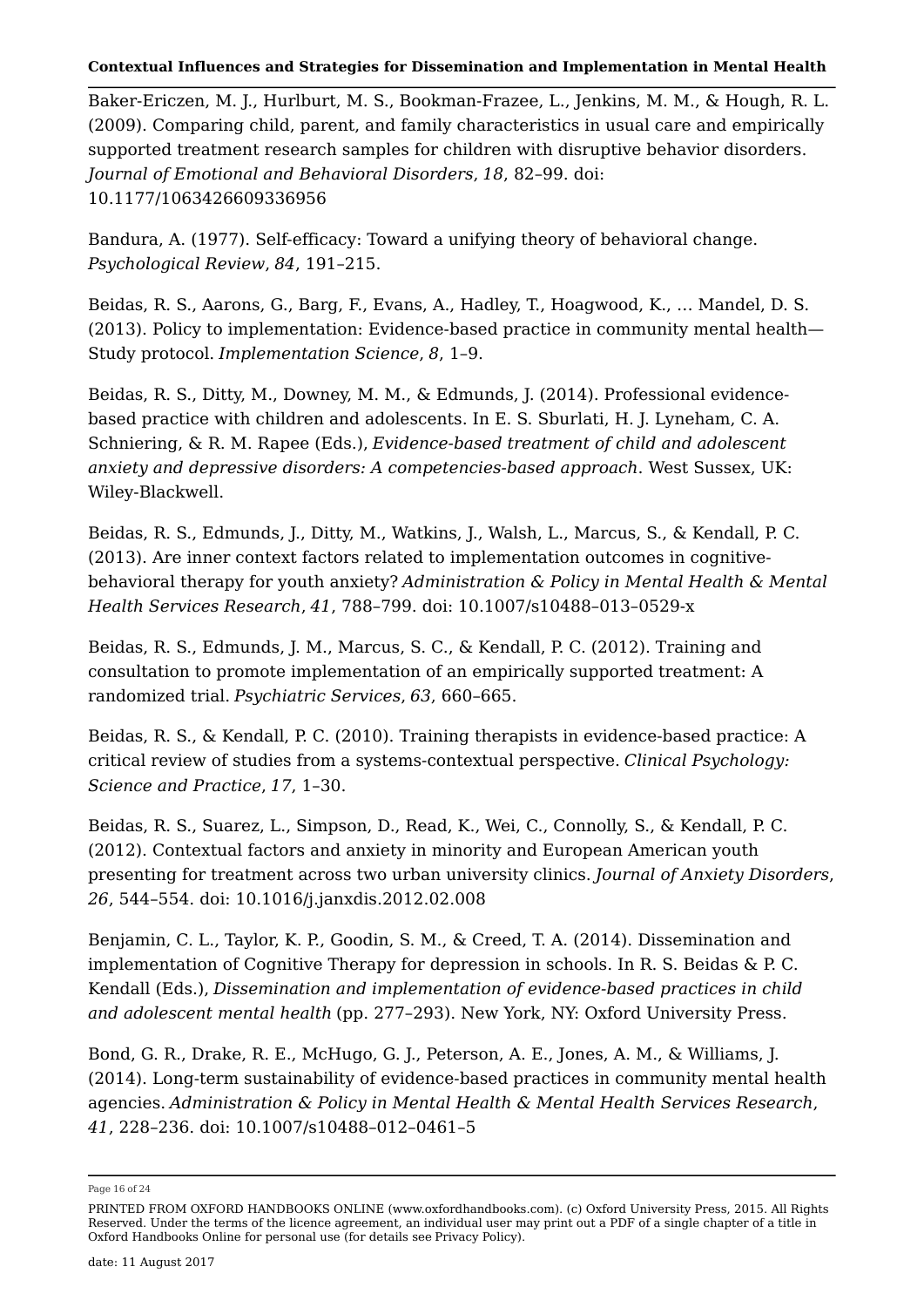Baker-Ericzen, M. J., Hurlburt, M. S., Bookman-Frazee, L., Jenkins, M. M., & Hough, R. L. (2009). Comparing child, parent, and family characteristics in usual care and empirically supported treatment research samples for children with disruptive behavior disorders. *Journal of Emotional and Behavioral Disorders*, *18*, 82–99. doi: 10.1177/1063426609336956

Bandura, A. (1977). Self-efficacy: Toward a unifying theory of behavioral change. *Psychological Review*, *84*, 191–215.

Beidas, R. S., Aarons, G., Barg, F., Evans, A., Hadley, T., Hoagwood, K., … Mandel, D. S. (2013). Policy to implementation: Evidence-based practice in community mental health—Study protocol. *Implementation Science*, *8*, 1–9.

Beidas, R. S., Ditty, M., Downey, M. M., & Edmunds, J. (2014). Professional evidence-based practice with children and adolescents. In E. S. Sburlati, H. J. Lyneham, C. A. Schniering, & R. M. Rapee (Eds.), *Evidence-based treatment of child and adolescent anxiety and depressive disorders: A competencies-based approach*. West Sussex, UK: Wiley-Blackwell.

Beidas, R. S., Edmunds, J., Ditty, M., Watkins, J., Walsh, L., Marcus, S., & Kendall, P. C. (2013). Are inner context factors related to implementation outcomes in cognitive-behavioral therapy for youth anxiety? *Administration & Policy in Mental Health & Mental Health Services Research*, *41*, 788–799. doi: 10.1007/s10488–013–0529-x

Beidas, R. S., Edmunds, J. M., Marcus, S. C., & Kendall, P. C. (2012). Training and consultation to promote implementation of an empirically supported treatment: A randomized trial. *Psychiatric Services*, *63*, 660–665.

Beidas, R. S., & Kendall, P. C. (2010). Training therapists in evidence-based practice: A critical review of studies from a systems-contextual perspective. *Clinical Psychology: Science and Practice*, *17*, 1–30.

Beidas, R. S., Suarez, L., Simpson, D., Read, K., Wei, C., Connolly, S., & Kendall, P. C. (2012). Contextual factors and anxiety in minority and European American youth presenting for treatment across two urban university clinics. *Journal of Anxiety Disorders*, *26*, 544–554. doi: 10.1016/j.janxdis.2012.02.008

Benjamin, C. L., Taylor, K. P., Goodin, S. M., & Creed, T. A. (2014). Dissemination and implementation of Cognitive Therapy for depression in schools. In R. S. Beidas & P. C. Kendall (Eds.), *Dissemination and implementation of evidence-based practices in child and adolescent mental health* (pp. 277–293). New York, NY: Oxford University Press.

Bond, G. R., Drake, R. E., McHugo, G. J., Peterson, A. E., Jones, A. M., & Williams, J. (2014). Long-term sustainability of evidence-based practices in community mental health agencies. *Administration & Policy in Mental Health & Mental Health Services Research*, *41*, 228–236. doi: 10.1007/s10488–012–0461–5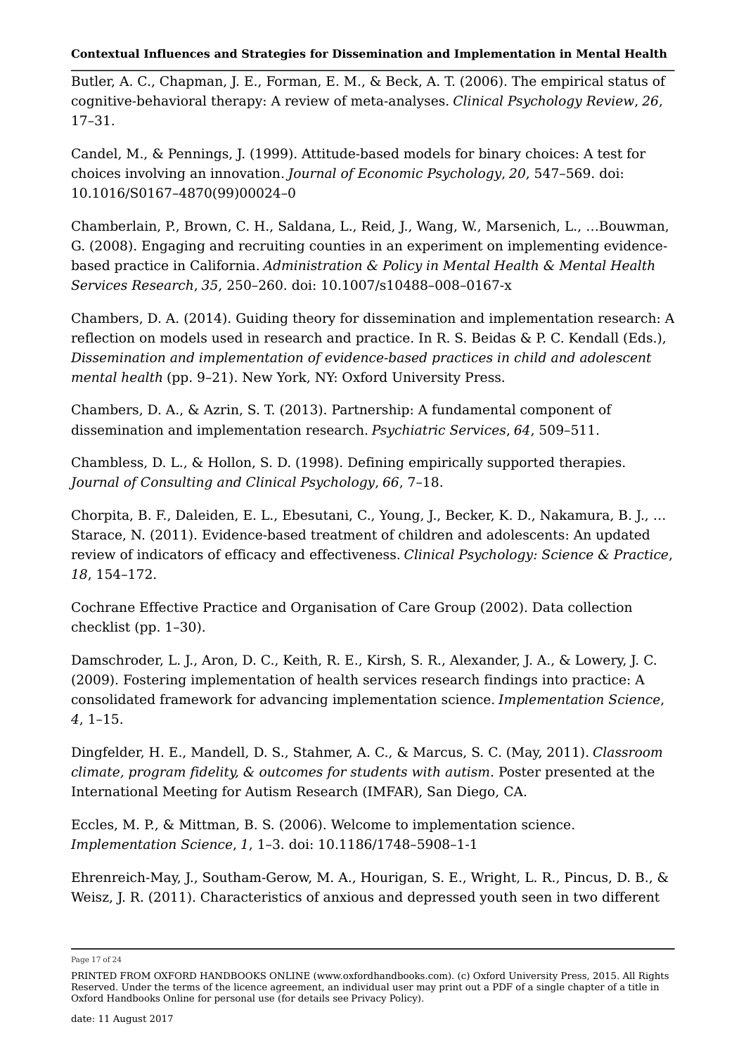Butler, A. C., Chapman, J. E., Forman, E. M., & Beck, A. T. (2006). The empirical status of cognitive-behavioral therapy: A review of meta-analyses. *Clinical Psychology Review*, *26*, 17–31.

Candel, M., & Pennings, J. (1999). Attitude-based models for binary choices: A test for choices involving an innovation. *Journal of Economic Psychology*, *20*, 547–569. doi: 10.1016/S0167–4870(99)00024–0

Chamberlain, P., Brown, C. H., Saldana, L., Reid, J., Wang, W., Marsenich, L., …Bouwman, G. (2008). Engaging and recruiting counties in an experiment on implementing evidence-based practice in California. *Administration & Policy in Mental Health & Mental Health Services Research*, *35*, 250–260. doi: 10.1007/s10488–008–0167-x

Chambers, D. A. (2014). Guiding theory for dissemination and implementation research: A reflection on models used in research and practice. In R. S. Beidas & P. C. Kendall (Eds.), *Dissemination and implementation of evidence-based practices in child and adolescent mental health* (pp. 9–21). New York, NY: Oxford University Press.

Chambers, D. A., & Azrin, S. T. (2013). Partnership: A fundamental component of dissemination and implementation research. *Psychiatric Services*, *64*, 509–511.

Chambless, D. L., & Hollon, S. D. (1998). Defining empirically supported therapies. *Journal of Consulting and Clinical Psychology*, *66*, 7–18.

Chorpita, B. F., Daleiden, E. L., Ebesutani, C., Young, J., Becker, K. D., Nakamura, B. J., … Starace, N. (2011). Evidence-based treatment of children and adolescents: An updated review of indicators of efficacy and effectiveness. *Clinical Psychology: Science & Practice*, *18*, 154–172.

Cochrane Effective Practice and Organisation of Care Group (2002). Data collection checklist (pp. 1–30).

Damschroder, L. J., Aron, D. C., Keith, R. E., Kirsh, S. R., Alexander, J. A., & Lowery, J. C. (2009). Fostering implementation of health services research findings into practice: A consolidated framework for advancing implementation science. *Implementation Science*, *4*, 1–15.

Dingfelder, H. E., Mandell, D. S., Stahmer, A. C., & Marcus, S. C. (May, 2011). *Classroom climate, program fidelity, & outcomes for students with autism*. Poster presented at the International Meeting for Autism Research (IMFAR), San Diego, CA.

Eccles, M. P., & Mittman, B. S. (2006). Welcome to implementation science. *Implementation Science*, *1*, 1–3. doi: 10.1186/1748–5908–1-1

Ehrenreich-May, J., Southam-Gerow, M. A., Hourigan, S. E., Wright, L. R., Pincus, D. B., & Weisz, J. R. (2011). Characteristics of anxious and depressed youth seen in two different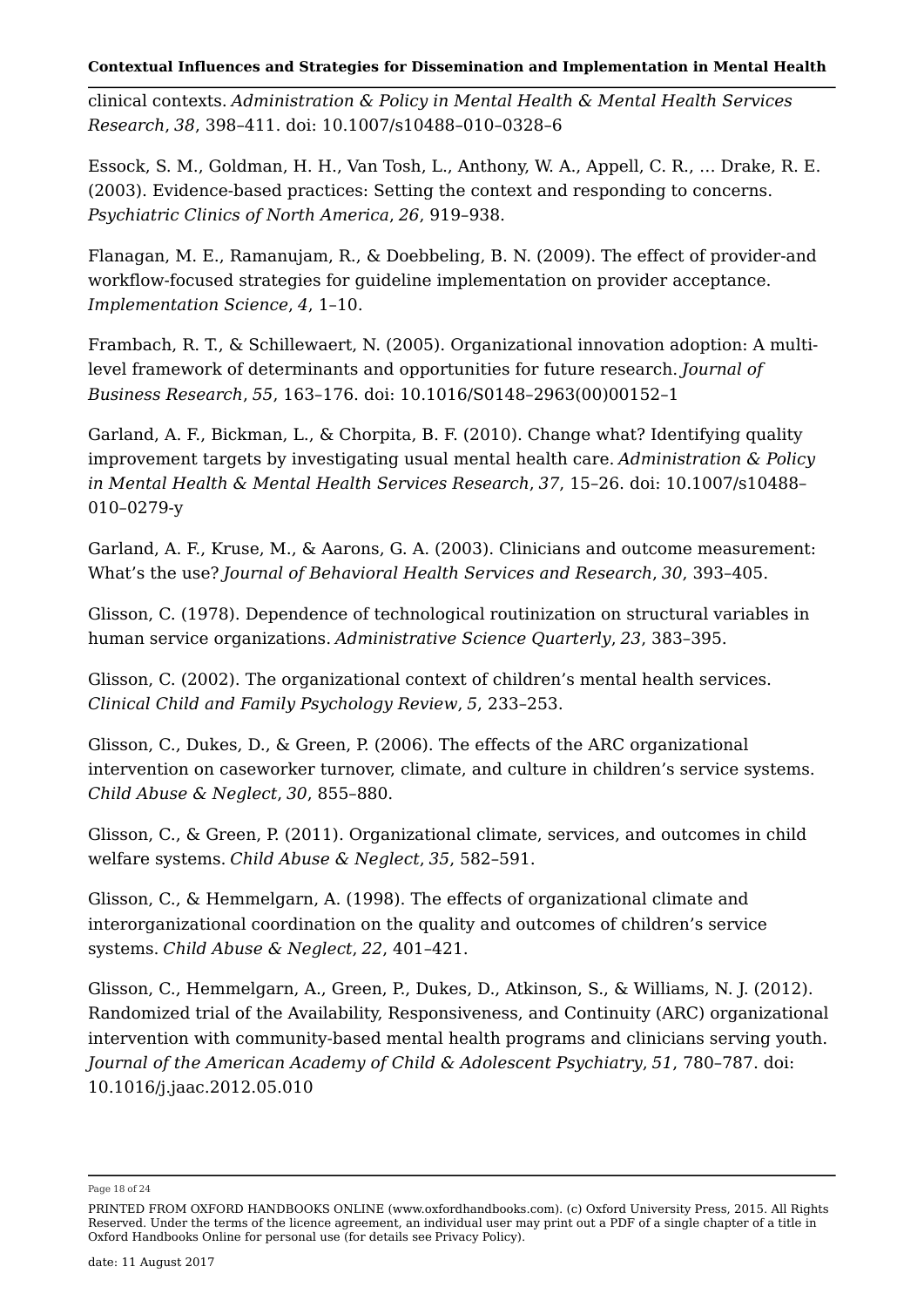clinical contexts. *Administration & Policy in Mental Health & Mental Health Services Research*, *38*, 398–411. doi: 10.1007/s10488–010–0328–6

Essock, S. M., Goldman, H. H., Van Tosh, L., Anthony, W. A., Appell, C. R., … Drake, R. E. (2003). Evidence-based practices: Setting the context and responding to concerns. *Psychiatric Clinics of North America*, *26*, 919–938.

Flanagan, M. E., Ramanujam, R., & Doebbeling, B. N. (2009). The effect of provider-and workflow-focused strategies for guideline implementation on provider acceptance. *Implementation Science*, *4*, 1–10.

Frambach, R. T., & Schillewaert, N. (2005). Organizational innovation adoption: A multi-level framework of determinants and opportunities for future research. *Journal of Business Research*, *55*, 163–176. doi: 10.1016/S0148–2963(00)00152–1

Garland, A. F., Bickman, L., & Chorpita, B. F. (2010). Change what? Identifying quality improvement targets by investigating usual mental health care. *Administration & Policy in Mental Health & Mental Health Services Research*, *37*, 15–26. doi: 10.1007/s10488–010–0279-y

Garland, A. F., Kruse, M., & Aarons, G. A. (2003). Clinicians and outcome measurement: What's the use? *Journal of Behavioral Health Services and Research*, *30*, 393–405.

Glisson, C. (1978). Dependence of technological routinization on structural variables in human service organizations. *Administrative Science Quarterly*, *23*, 383–395.

Glisson, C. (2002). The organizational context of children's mental health services. *Clinical Child and Family Psychology Review*, *5*, 233–253.

Glisson, C., Dukes, D., & Green, P. (2006). The effects of the ARC organizational intervention on caseworker turnover, climate, and culture in children's service systems. *Child Abuse & Neglect*, *30*, 855–880.

Glisson, C., & Green, P. (2011). Organizational climate, services, and outcomes in child welfare systems. *Child Abuse & Neglect*, *35*, 582–591.

Glisson, C., & Hemmelgarn, A. (1998). The effects of organizational climate and interorganizational coordination on the quality and outcomes of children's service systems. *Child Abuse & Neglect*, *22*, 401–421.

Glisson, C., Hemmelgarn, A., Green, P., Dukes, D., Atkinson, S., & Williams, N. J. (2012). Randomized trial of the Availability, Responsiveness, and Continuity (ARC) organizational intervention with community-based mental health programs and clinicians serving youth. *Journal of the American Academy of Child & Adolescent Psychiatry*, *51*, 780–787. doi: 10.1016/j.jaac.2012.05.010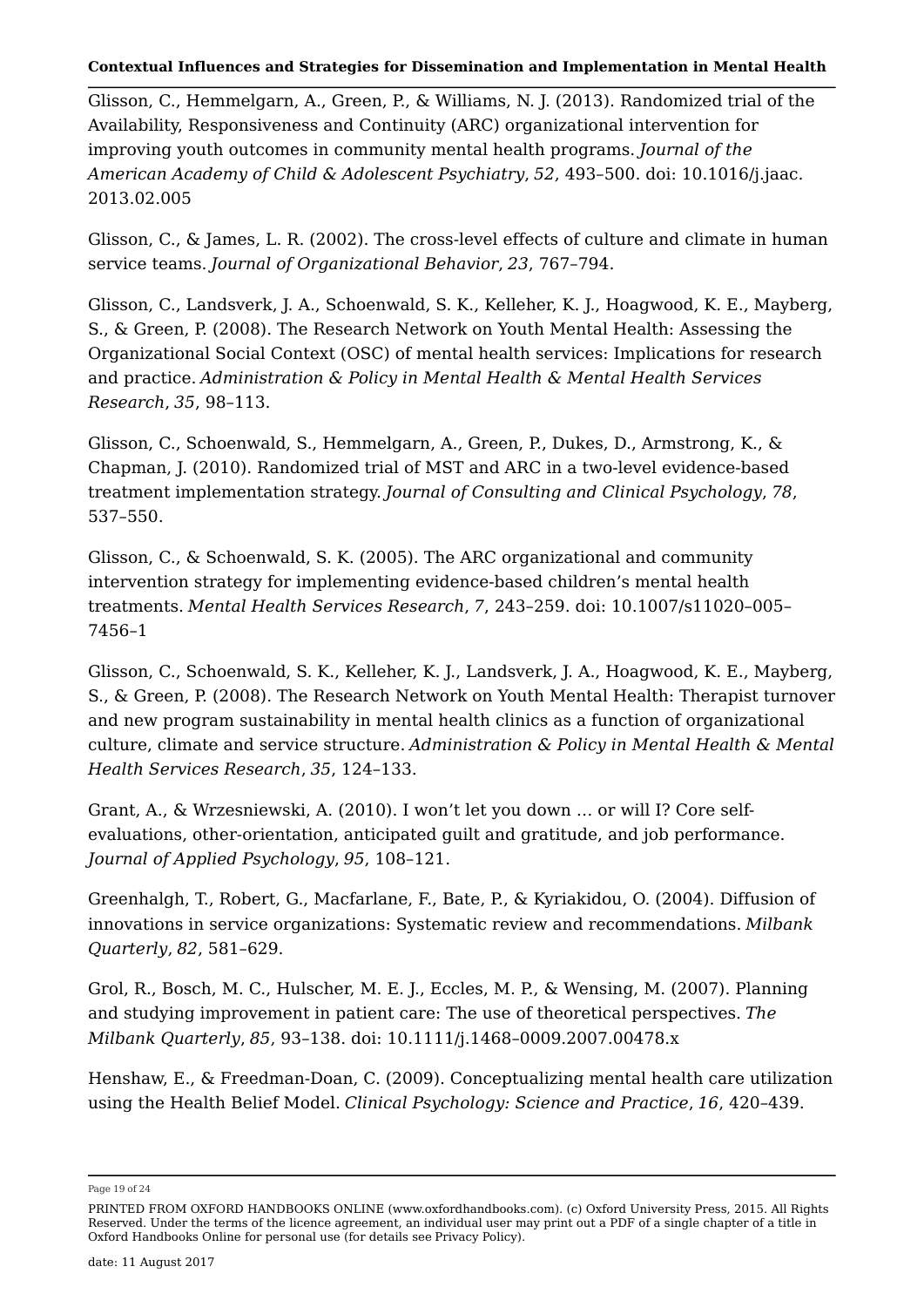Glisson, C., Hemmelgarn, A., Green, P., & Williams, N. J. (2013). Randomized trial of the Availability, Responsiveness and Continuity (ARC) organizational intervention for improving youth outcomes in community mental health programs. *Journal of the American Academy of Child & Adolescent Psychiatry*, *52*, 493–500. doi: 10.1016/j.jaac.2013.02.005

Glisson, C., & James, L. R. (2002). The cross-level effects of culture and climate in human service teams. *Journal of Organizational Behavior*, *23*, 767–794.

Glisson, C., Landsverk, J. A., Schoenwald, S. K., Kelleher, K. J., Hoagwood, K. E., Mayberg, S., & Green, P. (2008). The Research Network on Youth Mental Health: Assessing the Organizational Social Context (OSC) of mental health services: Implications for research and practice. *Administration & Policy in Mental Health & Mental Health Services Research*, *35*, 98–113.

Glisson, C., Schoenwald, S., Hemmelgarn, A., Green, P., Dukes, D., Armstrong, K., & Chapman, J. (2010). Randomized trial of MST and ARC in a two-level evidence-based treatment implementation strategy. *Journal of Consulting and Clinical Psychology*, *78*, 537–550.

Glisson, C., & Schoenwald, S. K. (2005). The ARC organizational and community intervention strategy for implementing evidence-based children's mental health treatments. *Mental Health Services Research*, *7*, 243–259. doi: 10.1007/s11020–005–7456–1

Glisson, C., Schoenwald, S. K., Kelleher, K. J., Landsverk, J. A., Hoagwood, K. E., Mayberg, S., & Green, P. (2008). The Research Network on Youth Mental Health: Therapist turnover and new program sustainability in mental health clinics as a function of organizational culture, climate and service structure. *Administration & Policy in Mental Health & Mental Health Services Research*, *35*, 124–133.

Grant, A., & Wrzesniewski, A. (2010). I won't let you down … or will I? Core self-evaluations, other-orientation, anticipated guilt and gratitude, and job performance. *Journal of Applied Psychology*, *95*, 108–121.

Greenhalgh, T., Robert, G., Macfarlane, F., Bate, P., & Kyriakidou, O. (2004). Diffusion of innovations in service organizations: Systematic review and recommendations. *Milbank Quarterly*, *82*, 581–629.

Grol, R., Bosch, M. C., Hulscher, M. E. J., Eccles, M. P., & Wensing, M. (2007). Planning and studying improvement in patient care: The use of theoretical perspectives. *The Milbank Quarterly*, *85*, 93–138. doi: 10.1111/j.1468–0009.2007.00478.x

Henshaw, E., & Freedman-Doan, C. (2009). Conceptualizing mental health care utilization using the Health Belief Model. *Clinical Psychology: Science and Practice*, *16*, 420–439.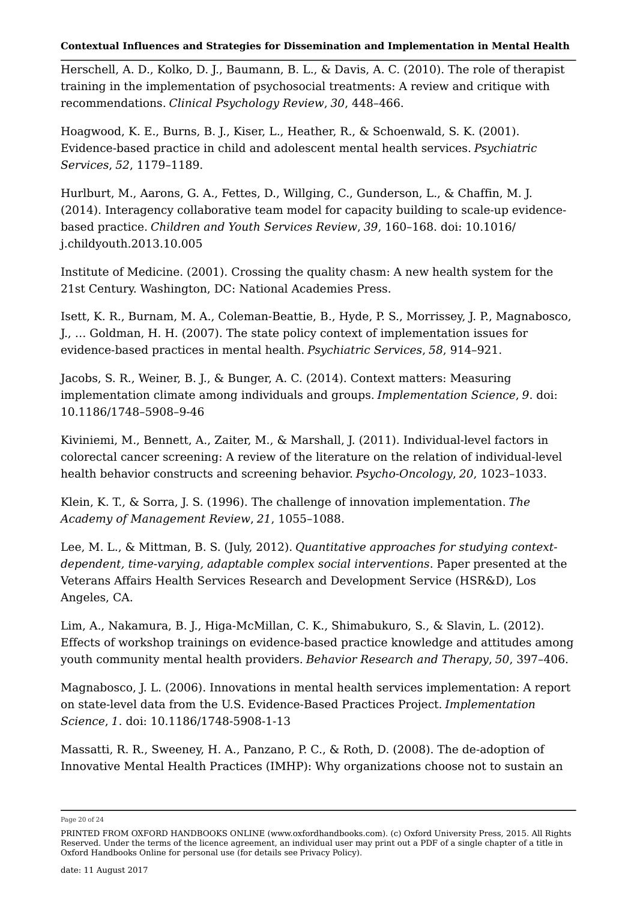Herschell, A. D., Kolko, D. J., Baumann, B. L., & Davis, A. C. (2010). The role of therapist training in the implementation of psychosocial treatments: A review and critique with recommendations. *Clinical Psychology Review*, *30*, 448–466.

Hoagwood, K. E., Burns, B. J., Kiser, L., Heather, R., & Schoenwald, S. K. (2001). Evidence-based practice in child and adolescent mental health services. *Psychiatric Services*, *52*, 1179–1189.

Hurlburt, M., Aarons, G. A., Fettes, D., Willging, C., Gunderson, L., & Chaffin, M. J. (2014). Interagency collaborative team model for capacity building to scale-up evidence-based practice. *Children and Youth Services Review*, *39*, 160–168. doi: 10.1016/j.childyouth.2013.10.005

Institute of Medicine. (2001). Crossing the quality chasm: A new health system for the 21st Century. Washington, DC: National Academies Press.

Isett, K. R., Burnam, M. A., Coleman-Beattie, B., Hyde, P. S., Morrissey, J. P., Magnabosco, J., … Goldman, H. H. (2007). The state policy context of implementation issues for evidence-based practices in mental health. *Psychiatric Services*, *58*, 914–921.

Jacobs, S. R., Weiner, B. J., & Bunger, A. C. (2014). Context matters: Measuring implementation climate among individuals and groups. *Implementation Science*, *9*. doi: 10.1186/1748–5908–9-46

Kiviniemi, M., Bennett, A., Zaiter, M., & Marshall, J. (2011). Individual-level factors in colorectal cancer screening: A review of the literature on the relation of individual-level health behavior constructs and screening behavior. *Psycho-Oncology*, *20*, 1023–1033.

Klein, K. T., & Sorra, J. S. (1996). The challenge of innovation implementation. *The Academy of Management Review*, *21*, 1055–1088.

Lee, M. L., & Mittman, B. S. (July, 2012). *Quantitative approaches for studying context-dependent, time-varying, adaptable complex social interventions*. Paper presented at the Veterans Affairs Health Services Research and Development Service (HSR&D), Los Angeles, CA.

Lim, A., Nakamura, B. J., Higa-McMillan, C. K., Shimabukuro, S., & Slavin, L. (2012). Effects of workshop trainings on evidence-based practice knowledge and attitudes among youth community mental health providers. *Behavior Research and Therapy*, *50*, 397–406.

Magnabosco, J. L. (2006). Innovations in mental health services implementation: A report on state-level data from the U.S. Evidence-Based Practices Project. *Implementation Science*, *1*. doi: 10.1186/1748-5908-1-13

Massatti, R. R., Sweeney, H. A., Panzano, P. C., & Roth, D. (2008). The de-adoption of Innovative Mental Health Practices (IMHP): Why organizations choose not to sustain an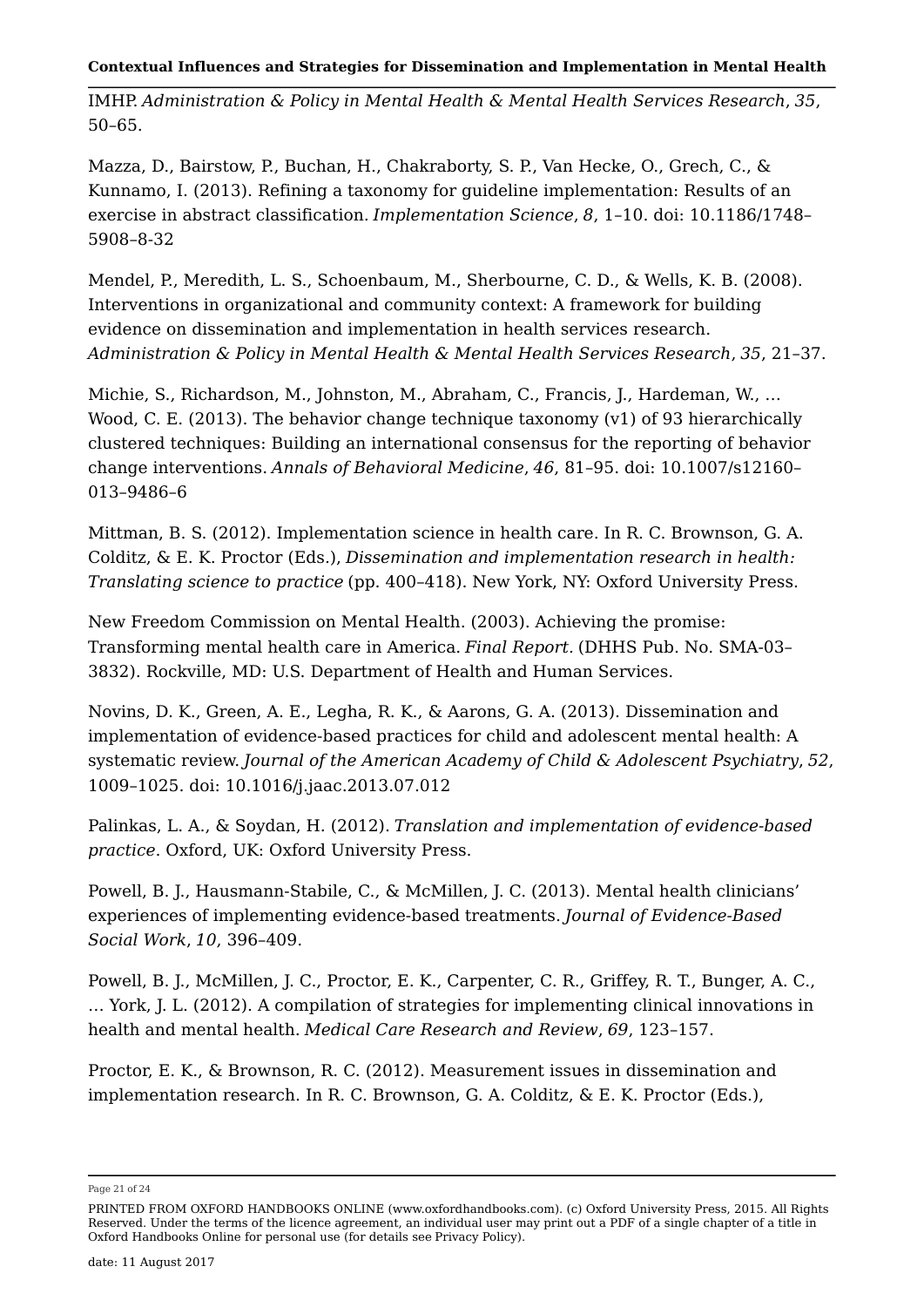IMHP. *Administration & Policy in Mental Health & Mental Health Services Research*, *35*, 50–65.

Mazza, D., Bairstow, P., Buchan, H., Chakraborty, S. P., Van Hecke, O., Grech, C., & Kunnamo, I. (2013). Refining a taxonomy for guideline implementation: Results of an exercise in abstract classification. *Implementation Science*, *8*, 1–10. doi: 10.1186/1748–5908–8-32

Mendel, P., Meredith, L. S., Schoenbaum, M., Sherbourne, C. D., & Wells, K. B. (2008). Interventions in organizational and community context: A framework for building evidence on dissemination and implementation in health services research. *Administration & Policy in Mental Health & Mental Health Services Research*, *35*, 21–37.

Michie, S., Richardson, M., Johnston, M., Abraham, C., Francis, J., Hardeman, W., … Wood, C. E. (2013). The behavior change technique taxonomy (v1) of 93 hierarchically clustered techniques: Building an international consensus for the reporting of behavior change interventions. *Annals of Behavioral Medicine*, *46*, 81–95. doi: 10.1007/s12160–013–9486–6

Mittman, B. S. (2012). Implementation science in health care. In R. C. Brownson, G. A. Colditz, & E. K. Proctor (Eds.), *Dissemination and implementation research in health: Translating science to practice* (pp. 400–418). New York, NY: Oxford University Press.

New Freedom Commission on Mental Health. (2003). Achieving the promise: Transforming mental health care in America. *Final Report.* (DHHS Pub. No. SMA-03–3832). Rockville, MD: U.S. Department of Health and Human Services.

Novins, D. K., Green, A. E., Legha, R. K., & Aarons, G. A. (2013). Dissemination and implementation of evidence-based practices for child and adolescent mental health: A systematic review. *Journal of the American Academy of Child & Adolescent Psychiatry*, *52*, 1009–1025. doi: 10.1016/j.jaac.2013.07.012

Palinkas, L. A., & Soydan, H. (2012). *Translation and implementation of evidence-based practice*. Oxford, UK: Oxford University Press.

Powell, B. J., Hausmann-Stabile, C., & McMillen, J. C. (2013). Mental health clinicians' experiences of implementing evidence-based treatments. *Journal of Evidence-Based Social Work*, *10*, 396–409.

Powell, B. J., McMillen, J. C., Proctor, E. K., Carpenter, C. R., Griffey, R. T., Bunger, A. C., … York, J. L. (2012). A compilation of strategies for implementing clinical innovations in health and mental health. *Medical Care Research and Review*, *69*, 123–157.

Proctor, E. K., & Brownson, R. C. (2012). Measurement issues in dissemination and implementation research. In R. C. Brownson, G. A. Colditz, & E. K. Proctor (Eds.),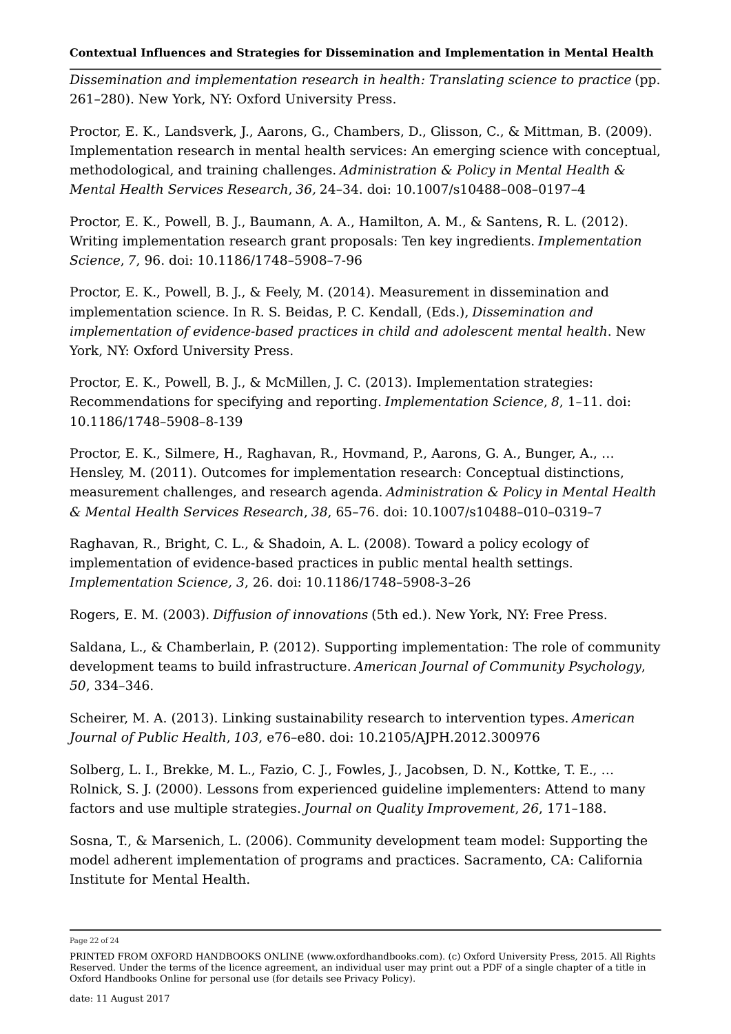*Dissemination and implementation research in health: Translating science to practice* (pp. 261–280). New York, NY: Oxford University Press.

Proctor, E. K., Landsverk, J., Aarons, G., Chambers, D., Glisson, C., & Mittman, B. (2009). Implementation research in mental health services: An emerging science with conceptual, methodological, and training challenges. *Administration & Policy in Mental Health & Mental Health Services Research*, *36,* 24–34. doi: 10.1007/s10488–008–0197–4

Proctor, E. K., Powell, B. J., Baumann, A. A., Hamilton, A. M., & Santens, R. L. (2012). Writing implementation research grant proposals: Ten key ingredients. *Implementation Science*, *7*, 96. doi: 10.1186/1748–5908–7-96

Proctor, E. K., Powell, B. J., & Feely, M. (2014). Measurement in dissemination and implementation science. In R. S. Beidas, P. C. Kendall, (Eds.), *Dissemination and implementation of evidence-based practices in child and adolescent mental health*. New York, NY: Oxford University Press.

Proctor, E. K., Powell, B. J., & McMillen, J. C. (2013). Implementation strategies: Recommendations for specifying and reporting. *Implementation Science*, *8*, 1–11. doi: 10.1186/1748–5908–8-139

Proctor, E. K., Silmere, H., Raghavan, R., Hovmand, P., Aarons, G. A., Bunger, A., … Hensley, M. (2011). Outcomes for implementation research: Conceptual distinctions, measurement challenges, and research agenda. *Administration & Policy in Mental Health & Mental Health Services Research*, *38,* 65–76. doi: 10.1007/s10488–010–0319–7

Raghavan, R., Bright, C. L., & Shadoin, A. L. (2008). Toward a policy ecology of implementation of evidence-based practices in public mental health settings. *Implementation Science, 3*, 26. doi: 10.1186/1748–5908-3–26

Rogers, E. M. (2003). *Diffusion of innovations* (5th ed.). New York, NY: Free Press.

Saldana, L., & Chamberlain, P. (2012). Supporting implementation: The role of community development teams to build infrastructure. *American Journal of Community Psychology*, *50*, 334–346.

Scheirer, M. A. (2013). Linking sustainability research to intervention types. *American Journal of Public Health*, *103,* e76–e80. doi: 10.2105/AJPH.2012.300976

Solberg, L. I., Brekke, M. L., Fazio, C. J., Fowles, J., Jacobsen, D. N., Kottke, T. E., … Rolnick, S. J. (2000). Lessons from experienced guideline implementers: Attend to many factors and use multiple strategies. *Journal on Quality Improvement*, *26*, 171–188.

Sosna, T., & Marsenich, L. (2006). Community development team model: Supporting the model adherent implementation of programs and practices. Sacramento, CA: California Institute for Mental Health.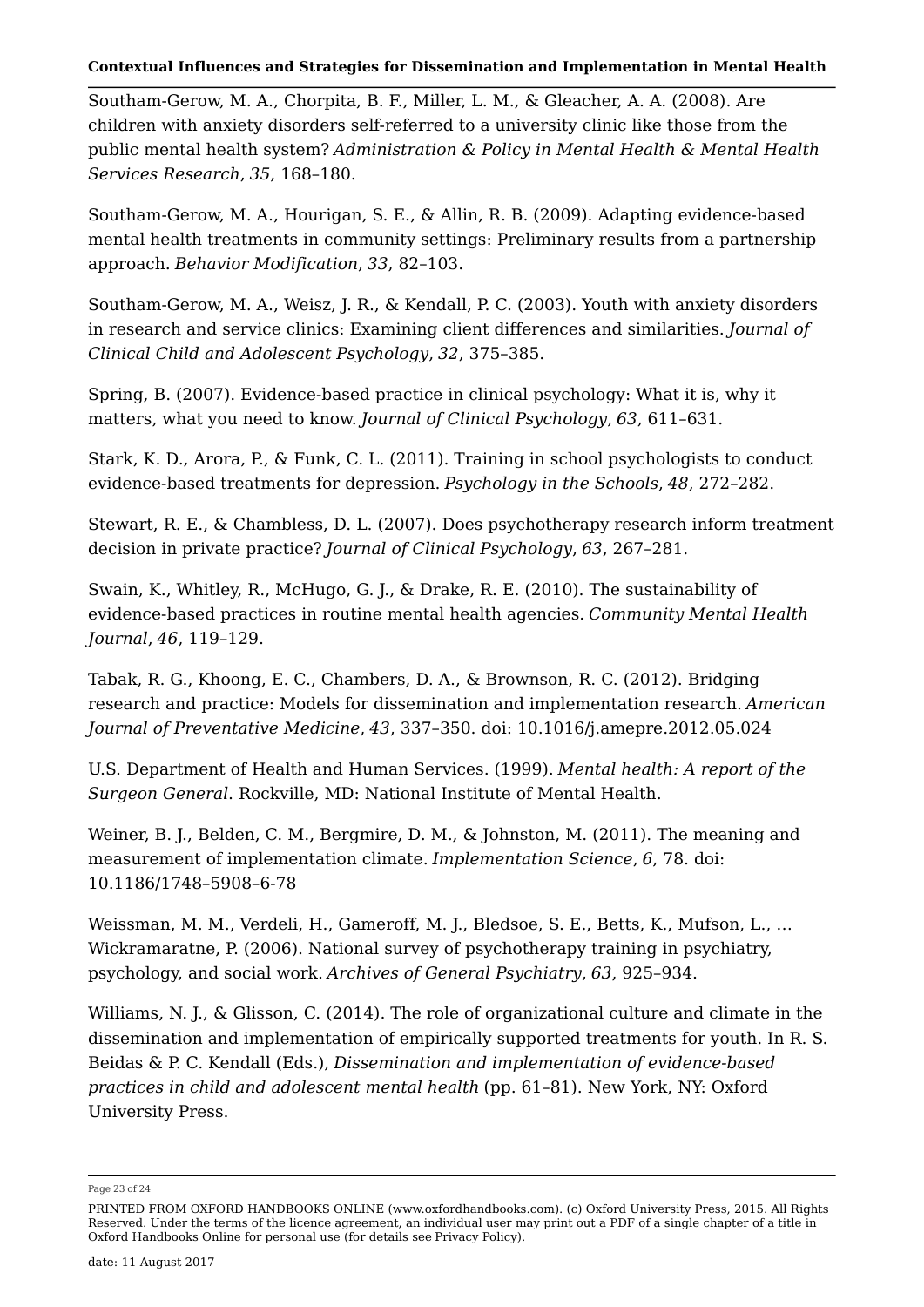Southam-Gerow, M. A., Chorpita, B. F., Miller, L. M., & Gleacher, A. A. (2008). Are children with anxiety disorders self-referred to a university clinic like those from the public mental health system? *Administration & Policy in Mental Health & Mental Health Services Research*, *35*, 168–180.

Southam-Gerow, M. A., Hourigan, S. E., & Allin, R. B. (2009). Adapting evidence-based mental health treatments in community settings: Preliminary results from a partnership approach. *Behavior Modification*, *33*, 82–103.

Southam-Gerow, M. A., Weisz, J. R., & Kendall, P. C. (2003). Youth with anxiety disorders in research and service clinics: Examining client differences and similarities. *Journal of Clinical Child and Adolescent Psychology*, *32*, 375–385.

Spring, B. (2007). Evidence-based practice in clinical psychology: What it is, why it matters, what you need to know. *Journal of Clinical Psychology*, *63*, 611–631.

Stark, K. D., Arora, P., & Funk, C. L. (2011). Training in school psychologists to conduct evidence-based treatments for depression. *Psychology in the Schools*, *48*, 272–282.

Stewart, R. E., & Chambless, D. L. (2007). Does psychotherapy research inform treatment decision in private practice? *Journal of Clinical Psychology*, *63*, 267–281.

Swain, K., Whitley, R., McHugo, G. J., & Drake, R. E. (2010). The sustainability of evidence-based practices in routine mental health agencies. *Community Mental Health Journal*, *46*, 119–129.

Tabak, R. G., Khoong, E. C., Chambers, D. A., & Brownson, R. C. (2012). Bridging research and practice: Models for dissemination and implementation research. *American Journal of Preventative Medicine*, *43*, 337–350. doi: 10.1016/j.amepre.2012.05.024

U.S. Department of Health and Human Services. (1999). *Mental health: A report of the Surgeon General*. Rockville, MD: National Institute of Mental Health.

Weiner, B. J., Belden, C. M., Bergmire, D. M., & Johnston, M. (2011). The meaning and measurement of implementation climate. *Implementation Science*, *6*, 78. doi: 10.1186/1748–5908–6-78

Weissman, M. M., Verdeli, H., Gameroff, M. J., Bledsoe, S. E., Betts, K., Mufson, L., … Wickramaratne, P. (2006). National survey of psychotherapy training in psychiatry, psychology, and social work. *Archives of General Psychiatry*, *63*, 925–934.

Williams, N. J., & Glisson, C. (2014). The role of organizational culture and climate in the dissemination and implementation of empirically supported treatments for youth. In R. S. Beidas & P. C. Kendall (Eds.), *Dissemination and implementation of evidence-based practices in child and adolescent mental health* (pp. 61–81). New York, NY: Oxford University Press.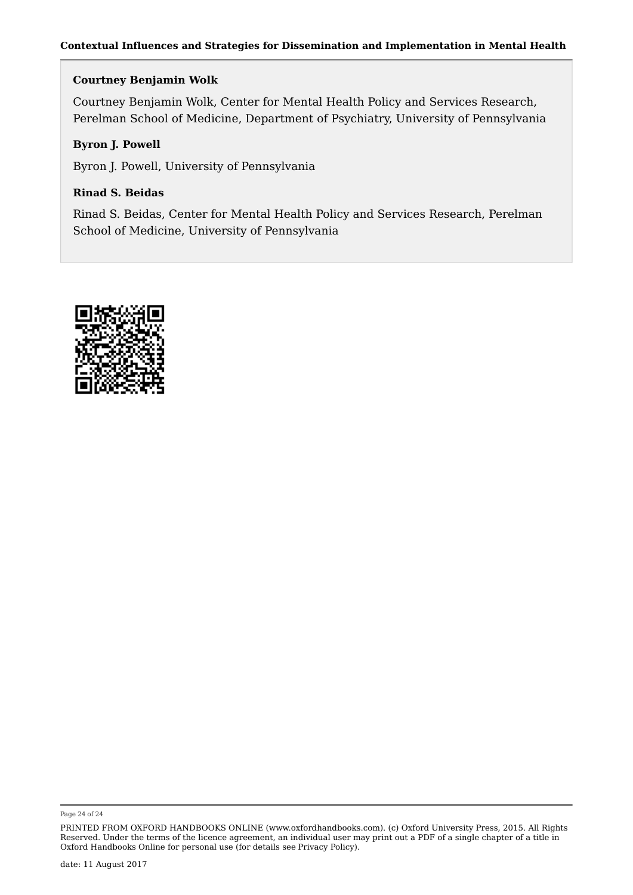**Courtney Benjamin Wolk**

Courtney Benjamin Wolk, Center for Mental Health Policy and Services Research, Perelman School of Medicine, Department of Psychiatry, University of Pennsylvania

**Byron J. Powell**

Byron J. Powell, University of Pennsylvania

**Rinad S. Beidas**

Rinad S. Beidas, Center for Mental Health Policy and Services Research, Perelman School of Medicine, University of Pennsylvania